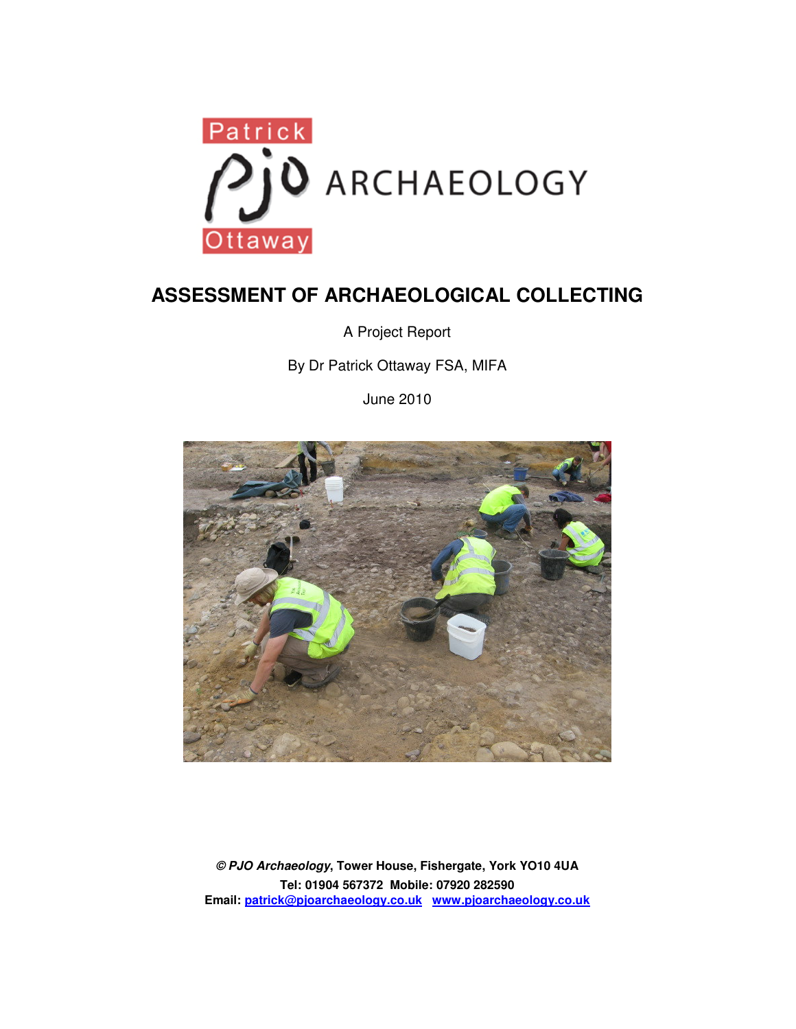Patrick PJO ARCHAEOLOGY Ottaway

# ASSESSMENT OF ARCHAEOLOGICAL COLLECTING

A Project Report

By Dr Patrick Ottaway FSA, MIFA

June 2010

***© PJO Archaeology*, Tower House, Fishergate, York YO10 4UA**

**Tel: 01904 567372 Mobile: 07920 282590**

**Email: patrick@pjoarchaeology.co.uk www.pjoarchaeology.co.uk**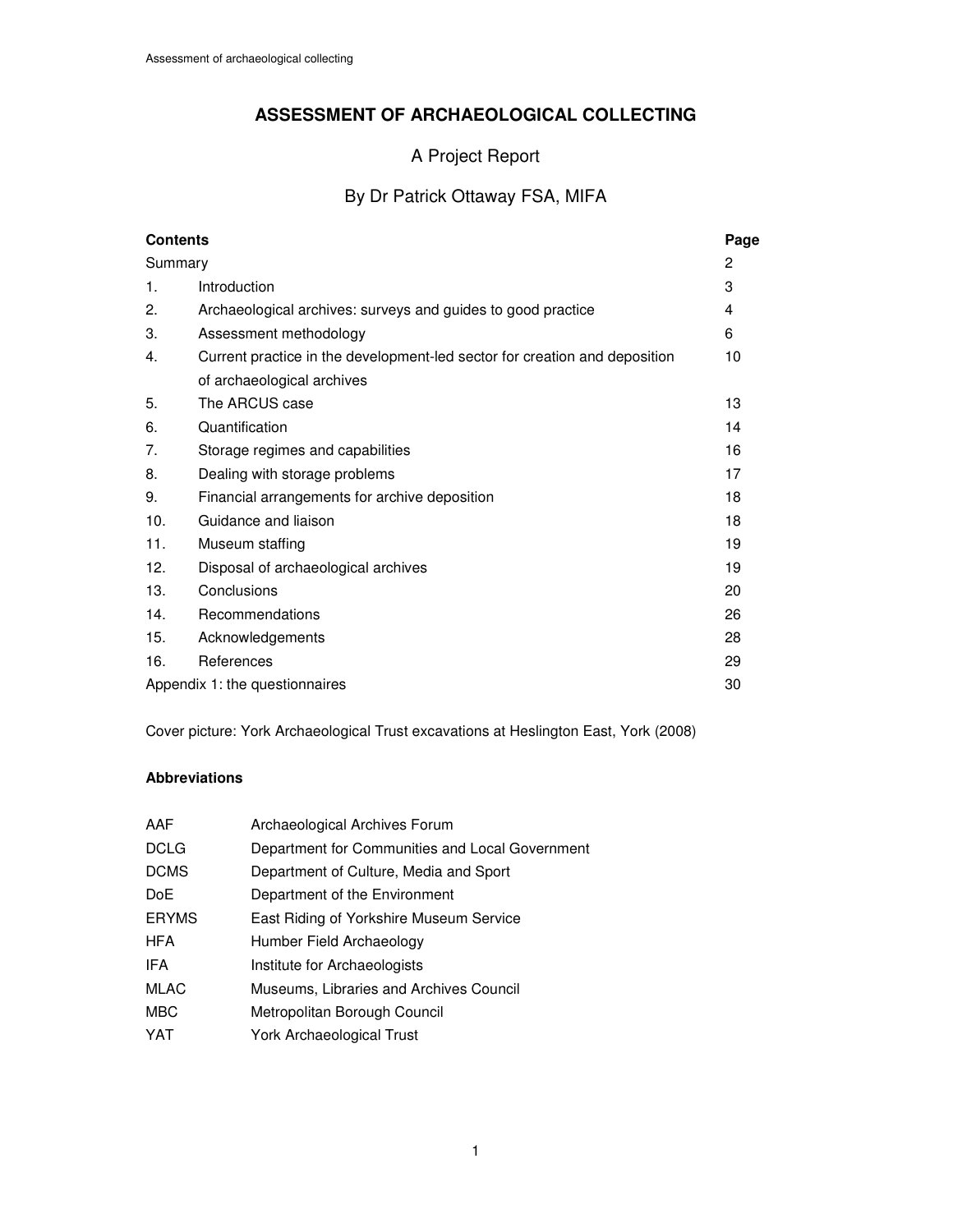# ASSESSMENT OF ARCHAEOLOGICAL COLLECTING

## A Project Report

### By Dr Patrick Ottaway FSA, MIFA

| Contents | | Page |
|---|---|---|
| Summary | | 2 |
| 1. | Introduction | 3 |
| 2. | Archaeological archives: surveys and guides to good practice | 4 |
| 3. | Assessment methodology | 6 |
| 4. | Current practice in the development-led sector for creation and deposition of archaeological archives | 10 |
| 5. | The ARCUS case | 13 |
| 6. | Quantification | 14 |
| 7. | Storage regimes and capabilities | 16 |
| 8. | Dealing with storage problems | 17 |
| 9. | Financial arrangements for archive deposition | 18 |
| 10. | Guidance and liaison | 18 |
| 11. | Museum staffing | 19 |
| 12. | Disposal of archaeological archives | 19 |
| 13. | Conclusions | 20 |
| 14. | Recommendations | 26 |
| 15. | Acknowledgements | 28 |
| 16. | References | 29 |
| Appendix 1: the questionnaires | | 30 |

Cover picture: York Archaeological Trust excavations at Heslington East, York (2008)

**Abbreviations**

| | |
|---|---|
| AAF | Archaeological Archives Forum |
| DCLG | Department for Communities and Local Government |
| DCMS | Department of Culture, Media and Sport |
| DoE | Department of the Environment |
| ERYMS | East Riding of Yorkshire Museum Service |
| HFA | Humber Field Archaeology |
| IFA | Institute for Archaeologists |
| MLAC | Museums, Libraries and Archives Council |
| MBC | Metropolitan Borough Council |
| YAT | York Archaeological Trust |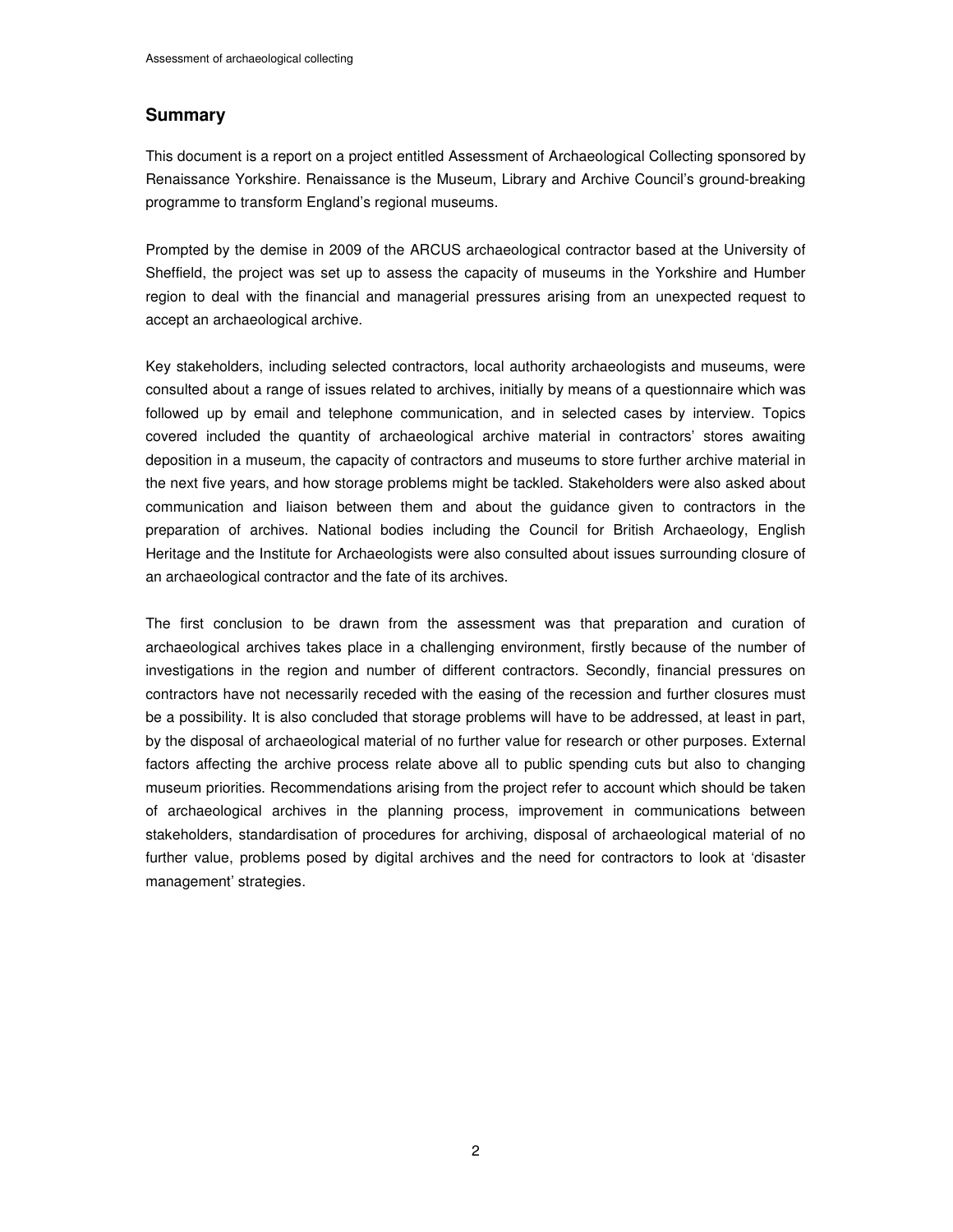## Summary

This document is a report on a project entitled Assessment of Archaeological Collecting sponsored by Renaissance Yorkshire. Renaissance is the Museum, Library and Archive Council's ground-breaking programme to transform England's regional museums.

Prompted by the demise in 2009 of the ARCUS archaeological contractor based at the University of Sheffield, the project was set up to assess the capacity of museums in the Yorkshire and Humber region to deal with the financial and managerial pressures arising from an unexpected request to accept an archaeological archive.

Key stakeholders, including selected contractors, local authority archaeologists and museums, were consulted about a range of issues related to archives, initially by means of a questionnaire which was followed up by email and telephone communication, and in selected cases by interview. Topics covered included the quantity of archaeological archive material in contractors' stores awaiting deposition in a museum, the capacity of contractors and museums to store further archive material in the next five years, and how storage problems might be tackled. Stakeholders were also asked about communication and liaison between them and about the guidance given to contractors in the preparation of archives. National bodies including the Council for British Archaeology, English Heritage and the Institute for Archaeologists were also consulted about issues surrounding closure of an archaeological contractor and the fate of its archives.

The first conclusion to be drawn from the assessment was that preparation and curation of archaeological archives takes place in a challenging environment, firstly because of the number of investigations in the region and number of different contractors. Secondly, financial pressures on contractors have not necessarily receded with the easing of the recession and further closures must be a possibility. It is also concluded that storage problems will have to be addressed, at least in part, by the disposal of archaeological material of no further value for research or other purposes. External factors affecting the archive process relate above all to public spending cuts but also to changing museum priorities. Recommendations arising from the project refer to account which should be taken of archaeological archives in the planning process, improvement in communications between stakeholders, standardisation of procedures for archiving, disposal of archaeological material of no further value, problems posed by digital archives and the need for contractors to look at 'disaster management' strategies.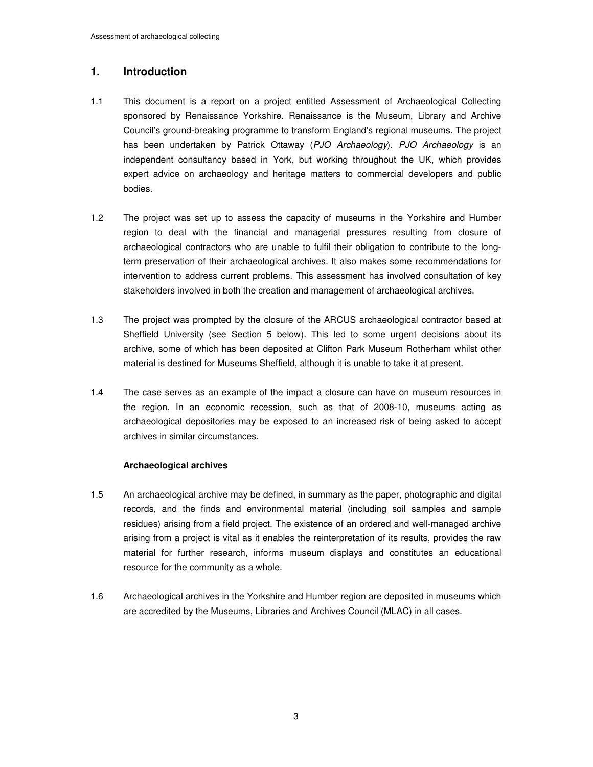## 1. Introduction

1.1 This document is a report on a project entitled Assessment of Archaeological Collecting sponsored by Renaissance Yorkshire. Renaissance is the Museum, Library and Archive Council's ground-breaking programme to transform England's regional museums. The project has been undertaken by Patrick Ottaway (*PJO Archaeology*). *PJO Archaeology* is an independent consultancy based in York, but working throughout the UK, which provides expert advice on archaeology and heritage matters to commercial developers and public bodies.

1.2 The project was set up to assess the capacity of museums in the Yorkshire and Humber region to deal with the financial and managerial pressures resulting from closure of archaeological contractors who are unable to fulfil their obligation to contribute to the long-term preservation of their archaeological archives. It also makes some recommendations for intervention to address current problems. This assessment has involved consultation of key stakeholders involved in both the creation and management of archaeological archives.

1.3 The project was prompted by the closure of the ARCUS archaeological contractor based at Sheffield University (see Section 5 below). This led to some urgent decisions about its archive, some of which has been deposited at Clifton Park Museum Rotherham whilst other material is destined for Museums Sheffield, although it is unable to take it at present.

1.4 The case serves as an example of the impact a closure can have on museum resources in the region. In an economic recession, such as that of 2008-10, museums acting as archaeological depositories may be exposed to an increased risk of being asked to accept archives in similar circumstances.

**Archaeological archives**

1.5 An archaeological archive may be defined, in summary as the paper, photographic and digital records, and the finds and environmental material (including soil samples and sample residues) arising from a field project. The existence of an ordered and well-managed archive arising from a project is vital as it enables the reinterpretation of its results, provides the raw material for further research, informs museum displays and constitutes an educational resource for the community as a whole.

1.6 Archaeological archives in the Yorkshire and Humber region are deposited in museums which are accredited by the Museums, Libraries and Archives Council (MLAC) in all cases.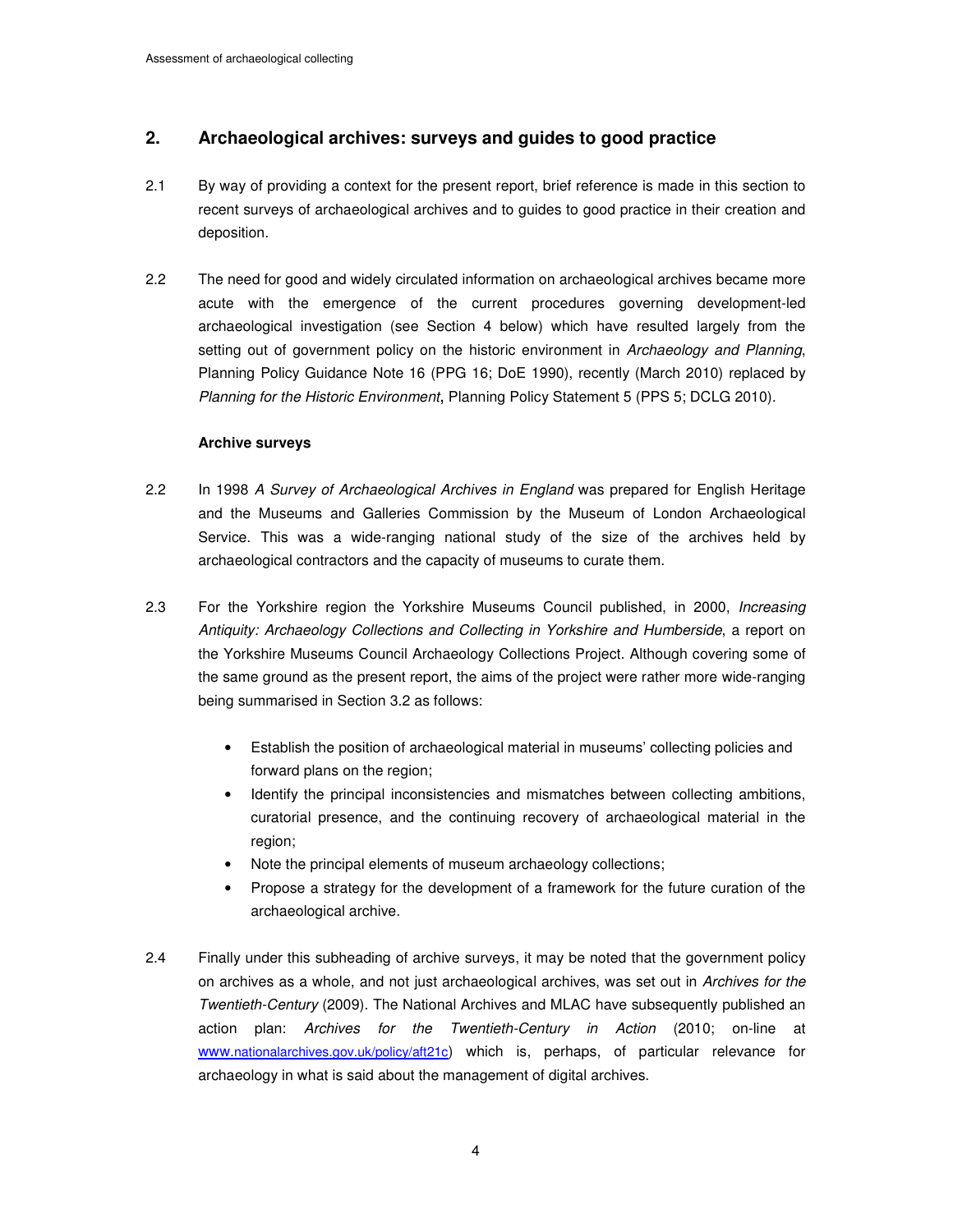## 2. Archaeological archives: surveys and guides to good practice

2.1 By way of providing a context for the present report, brief reference is made in this section to recent surveys of archaeological archives and to guides to good practice in their creation and deposition.

2.2 The need for good and widely circulated information on archaeological archives became more acute with the emergence of the current procedures governing development-led archaeological investigation (see Section 4 below) which have resulted largely from the setting out of government policy on the historic environment in *Archaeology and Planning*, Planning Policy Guidance Note 16 (PPG 16; DoE 1990), recently (March 2010) replaced by *Planning for the Historic Environment*, Planning Policy Statement 5 (PPS 5; DCLG 2010).

### Archive surveys

2.2 In 1998 *A Survey of Archaeological Archives in England* was prepared for English Heritage and the Museums and Galleries Commission by the Museum of London Archaeological Service. This was a wide-ranging national study of the size of the archives held by archaeological contractors and the capacity of museums to curate them.

2.3 For the Yorkshire region the Yorkshire Museums Council published, in 2000, *Increasing Antiquity: Archaeology Collections and Collecting in Yorkshire and Humberside*, a report on the Yorkshire Museums Council Archaeology Collections Project. Although covering some of the same ground as the present report, the aims of the project were rather more wide-ranging being summarised in Section 3.2 as follows:

- Establish the position of archaeological material in museums' collecting policies and forward plans on the region;
- Identify the principal inconsistencies and mismatches between collecting ambitions, curatorial presence, and the continuing recovery of archaeological material in the region;
- Note the principal elements of museum archaeology collections;
- Propose a strategy for the development of a framework for the future curation of the archaeological archive.

2.4 Finally under this subheading of archive surveys, it may be noted that the government policy on archives as a whole, and not just archaeological archives, was set out in *Archives for the Twentieth-Century* (2009). The National Archives and MLAC have subsequently published an action plan: *Archives for the Twentieth-Century in Action* (2010; on-line at www.nationalarchives.gov.uk/policy/aft21c) which is, perhaps, of particular relevance for archaeology in what is said about the management of digital archives.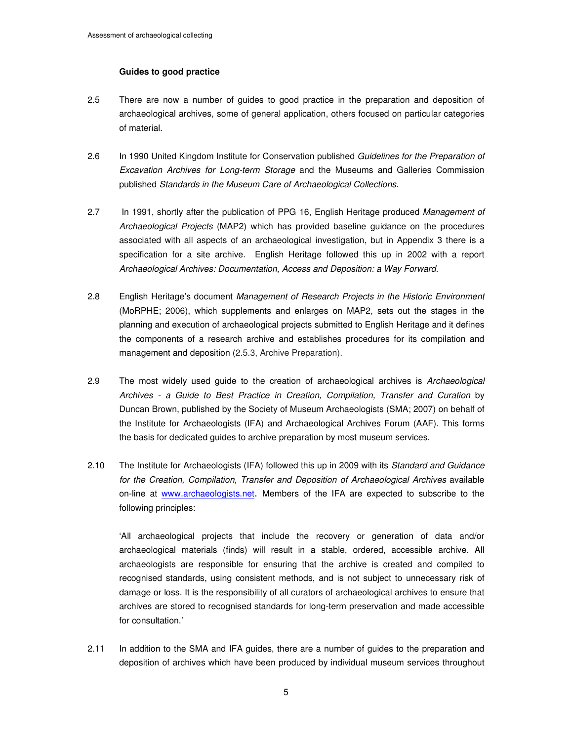### Guides to good practice

2.5 There are now a number of guides to good practice in the preparation and deposition of archaeological archives, some of general application, others focused on particular categories of material.

2.6 In 1990 United Kingdom Institute for Conservation published *Guidelines for the Preparation of Excavation Archives for Long-term Storage* and the Museums and Galleries Commission published *Standards in the Museum Care of Archaeological Collections*.

2.7 In 1991, shortly after the publication of PPG 16, English Heritage produced *Management of Archaeological Projects* (MAP2) which has provided baseline guidance on the procedures associated with all aspects of an archaeological investigation, but in Appendix 3 there is a specification for a site archive. English Heritage followed this up in 2002 with a report *Archaeological Archives: Documentation, Access and Deposition: a Way Forward.*

2.8 English Heritage's document *Management of Research Projects in the Historic Environment* (MoRPHE; 2006), which supplements and enlarges on MAP2, sets out the stages in the planning and execution of archaeological projects submitted to English Heritage and it defines the components of a research archive and establishes procedures for its compilation and management and deposition (2.5.3, Archive Preparation).

2.9 The most widely used guide to the creation of archaeological archives is *Archaeological Archives - a Guide to Best Practice in Creation, Compilation, Transfer and Curation* by Duncan Brown, published by the Society of Museum Archaeologists (SMA; 2007) on behalf of the Institute for Archaeologists (IFA) and Archaeological Archives Forum (AAF). This forms the basis for dedicated guides to archive preparation by most museum services.

2.10 The Institute for Archaeologists (IFA) followed this up in 2009 with its *Standard and Guidance for the Creation, Compilation, Transfer and Deposition of Archaeological Archives* available on-line at www.archaeologists.net. Members of the IFA are expected to subscribe to the following principles:

'All archaeological projects that include the recovery or generation of data and/or archaeological materials (finds) will result in a stable, ordered, accessible archive. All archaeologists are responsible for ensuring that the archive is created and compiled to recognised standards, using consistent methods, and is not subject to unnecessary risk of damage or loss. It is the responsibility of all curators of archaeological archives to ensure that archives are stored to recognised standards for long-term preservation and made accessible for consultation.'

2.11 In addition to the SMA and IFA guides, there are a number of guides to the preparation and deposition of archives which have been produced by individual museum services throughout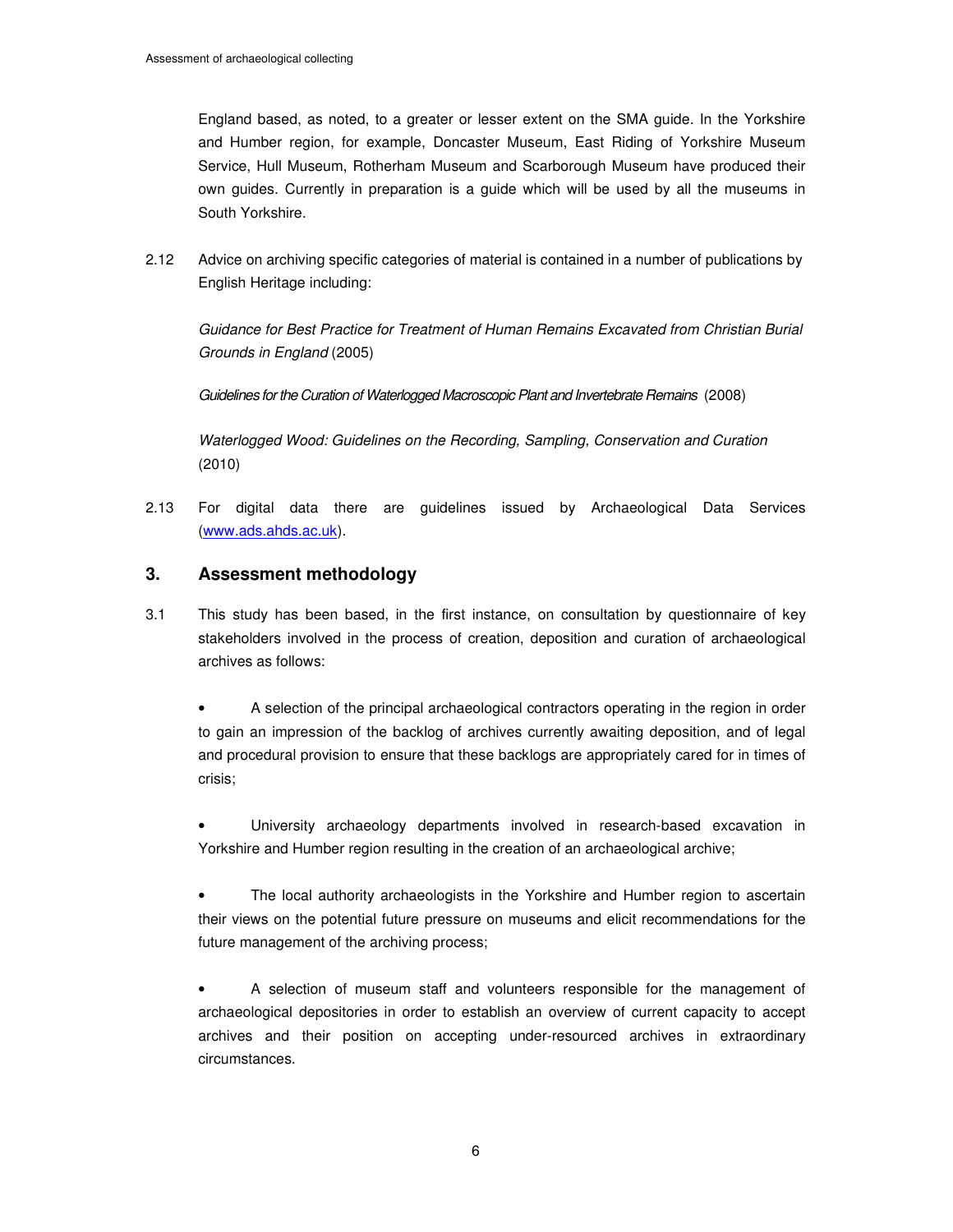England based, as noted, to a greater or lesser extent on the SMA guide. In the Yorkshire and Humber region, for example, Doncaster Museum, East Riding of Yorkshire Museum Service, Hull Museum, Rotherham Museum and Scarborough Museum have produced their own guides. Currently in preparation is a guide which will be used by all the museums in South Yorkshire.

2.12 Advice on archiving specific categories of material is contained in a number of publications by English Heritage including:

*Guidance for Best Practice for Treatment of Human Remains Excavated from Christian Burial Grounds in England* (2005)

*Guidelines for the Curation of Waterlogged Macroscopic Plant and Invertebrate Remains* (2008)

*Waterlogged Wood: Guidelines on the Recording, Sampling, Conservation and Curation* (2010)

2.13 For digital data there are guidelines issued by Archaeological Data Services (www.ads.ahds.ac.uk).

## 3. Assessment methodology

3.1 This study has been based, in the first instance, on consultation by questionnaire of key stakeholders involved in the process of creation, deposition and curation of archaeological archives as follows:

- A selection of the principal archaeological contractors operating in the region in order to gain an impression of the backlog of archives currently awaiting deposition, and of legal and procedural provision to ensure that these backlogs are appropriately cared for in times of crisis;

- University archaeology departments involved in research-based excavation in Yorkshire and Humber region resulting in the creation of an archaeological archive;

- The local authority archaeologists in the Yorkshire and Humber region to ascertain their views on the potential future pressure on museums and elicit recommendations for the future management of the archiving process;

- A selection of museum staff and volunteers responsible for the management of archaeological depositories in order to establish an overview of current capacity to accept archives and their position on accepting under-resourced archives in extraordinary circumstances.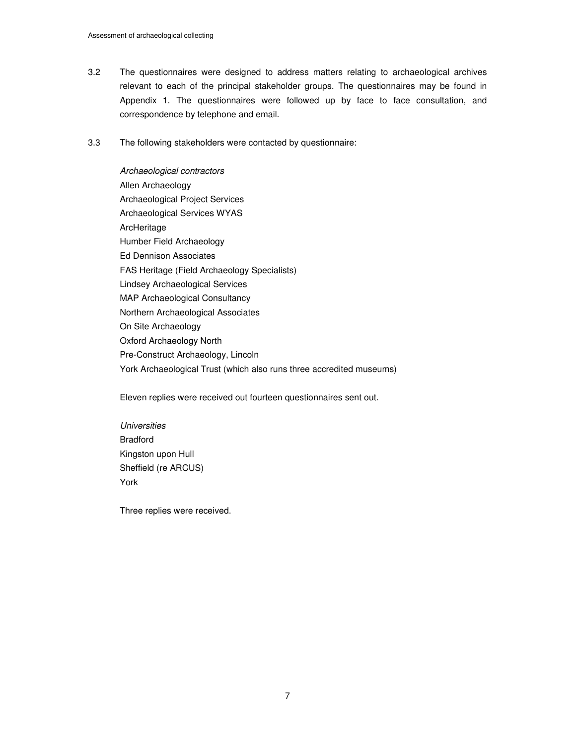3.2 The questionnaires were designed to address matters relating to archaeological archives relevant to each of the principal stakeholder groups. The questionnaires may be found in Appendix 1. The questionnaires were followed up by face to face consultation, and correspondence by telephone and email.

3.3 The following stakeholders were contacted by questionnaire:

*Archaeological contractors*
Allen Archaeology
Archaeological Project Services
Archaeological Services WYAS
ArcHeritage
Humber Field Archaeology
Ed Dennison Associates
FAS Heritage (Field Archaeology Specialists)
Lindsey Archaeological Services
MAP Archaeological Consultancy
Northern Archaeological Associates
On Site Archaeology
Oxford Archaeology North
Pre-Construct Archaeology, Lincoln
York Archaeological Trust (which also runs three accredited museums)

Eleven replies were received out fourteen questionnaires sent out.

*Universities*
Bradford
Kingston upon Hull
Sheffield (re ARCUS)
York

Three replies were received.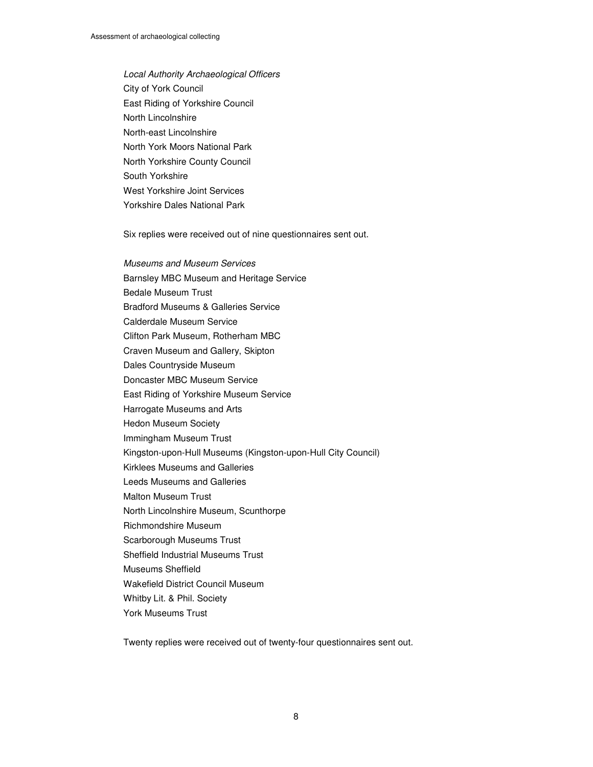*Local Authority Archaeological Officers*

City of York Council
East Riding of Yorkshire Council
North Lincolnshire
North-east Lincolnshire
North York Moors National Park
North Yorkshire County Council
South Yorkshire
West Yorkshire Joint Services
Yorkshire Dales National Park

Six replies were received out of nine questionnaires sent out.

*Museums and Museum Services*

Barnsley MBC Museum and Heritage Service
Bedale Museum Trust
Bradford Museums & Galleries Service
Calderdale Museum Service
Clifton Park Museum, Rotherham MBC
Craven Museum and Gallery, Skipton
Dales Countryside Museum
Doncaster MBC Museum Service
East Riding of Yorkshire Museum Service
Harrogate Museums and Arts
Hedon Museum Society
Immingham Museum Trust
Kingston-upon-Hull Museums (Kingston-upon-Hull City Council)
Kirklees Museums and Galleries
Leeds Museums and Galleries
Malton Museum Trust
North Lincolnshire Museum, Scunthorpe
Richmondshire Museum
Scarborough Museums Trust
Sheffield Industrial Museums Trust
Museums Sheffield
Wakefield District Council Museum
Whitby Lit. & Phil. Society
York Museums Trust

Twenty replies were received out of twenty-four questionnaires sent out.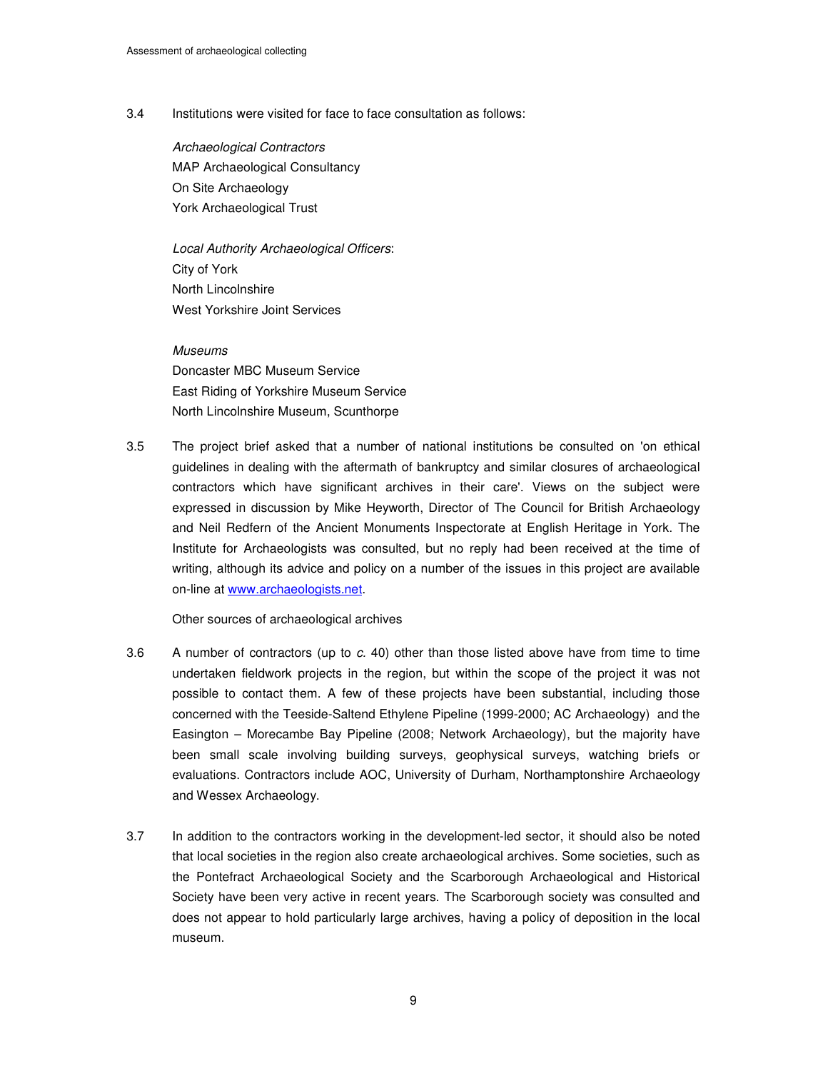3.4 Institutions were visited for face to face consultation as follows:

*Archaeological Contractors*
MAP Archaeological Consultancy
On Site Archaeology
York Archaeological Trust

*Local Authority Archaeological Officers*:
City of York
North Lincolnshire
West Yorkshire Joint Services

*Museums*
Doncaster MBC Museum Service
East Riding of Yorkshire Museum Service
North Lincolnshire Museum, Scunthorpe

3.5 The project brief asked that a number of national institutions be consulted on 'on ethical guidelines in dealing with the aftermath of bankruptcy and similar closures of archaeological contractors which have significant archives in their care'. Views on the subject were expressed in discussion by Mike Heyworth, Director of The Council for British Archaeology and Neil Redfern of the Ancient Monuments Inspectorate at English Heritage in York. The Institute for Archaeologists was consulted, but no reply had been received at the time of writing, although its advice and policy on a number of the issues in this project are available on-line at [www.archaeologists.net](http://www.archaeologists.net).

Other sources of archaeological archives

3.6 A number of contractors (up to *c.* 40) other than those listed above have from time to time undertaken fieldwork projects in the region, but within the scope of the project it was not possible to contact them. A few of these projects have been substantial, including those concerned with the Teeside-Saltend Ethylene Pipeline (1999-2000; AC Archaeology) and the Easington – Morecambe Bay Pipeline (2008; Network Archaeology), but the majority have been small scale involving building surveys, geophysical surveys, watching briefs or evaluations. Contractors include AOC, University of Durham, Northamptonshire Archaeology and Wessex Archaeology.

3.7 In addition to the contractors working in the development-led sector, it should also be noted that local societies in the region also create archaeological archives. Some societies, such as the Pontefract Archaeological Society and the Scarborough Archaeological and Historical Society have been very active in recent years. The Scarborough society was consulted and does not appear to hold particularly large archives, having a policy of deposition in the local museum.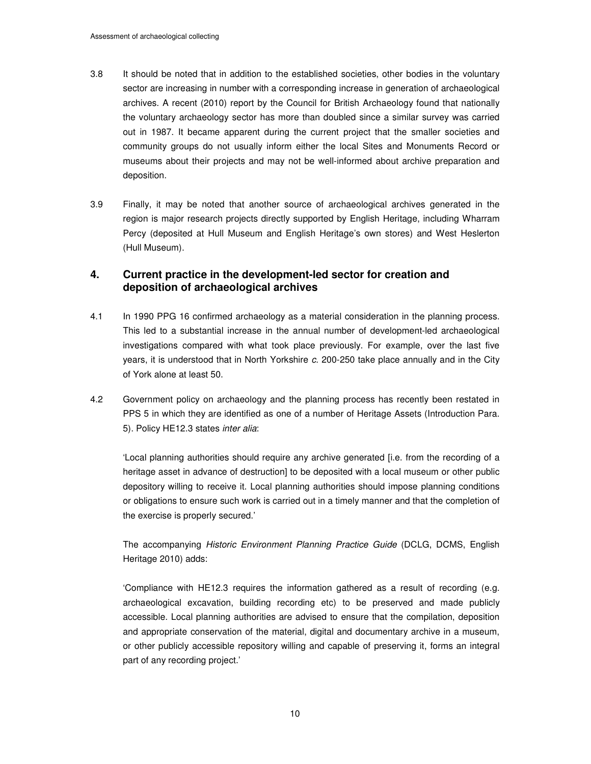3.8 It should be noted that in addition to the established societies, other bodies in the voluntary sector are increasing in number with a corresponding increase in generation of archaeological archives. A recent (2010) report by the Council for British Archaeology found that nationally the voluntary archaeology sector has more than doubled since a similar survey was carried out in 1987. It became apparent during the current project that the smaller societies and community groups do not usually inform either the local Sites and Monuments Record or museums about their projects and may not be well-informed about archive preparation and deposition.

3.9 Finally, it may be noted that another source of archaeological archives generated in the region is major research projects directly supported by English Heritage, including Wharram Percy (deposited at Hull Museum and English Heritage's own stores) and West Heslerton (Hull Museum).

## 4. Current practice in the development-led sector for creation and deposition of archaeological archives

4.1 In 1990 PPG 16 confirmed archaeology as a material consideration in the planning process. This led to a substantial increase in the annual number of development-led archaeological investigations compared with what took place previously. For example, over the last five years, it is understood that in North Yorkshire *c.* 200-250 take place annually and in the City of York alone at least 50.

4.2 Government policy on archaeology and the planning process has recently been restated in PPS 5 in which they are identified as one of a number of Heritage Assets (Introduction Para. 5). Policy HE12.3 states *inter alia*:

'Local planning authorities should require any archive generated [i.e. from the recording of a heritage asset in advance of destruction] to be deposited with a local museum or other public depository willing to receive it. Local planning authorities should impose planning conditions or obligations to ensure such work is carried out in a timely manner and that the completion of the exercise is properly secured.'

The accompanying *Historic Environment Planning Practice Guide* (DCLG, DCMS, English Heritage 2010) adds:

'Compliance with HE12.3 requires the information gathered as a result of recording (e.g. archaeological excavation, building recording etc) to be preserved and made publicly accessible. Local planning authorities are advised to ensure that the compilation, deposition and appropriate conservation of the material, digital and documentary archive in a museum, or other publicly accessible repository willing and capable of preserving it, forms an integral part of any recording project.'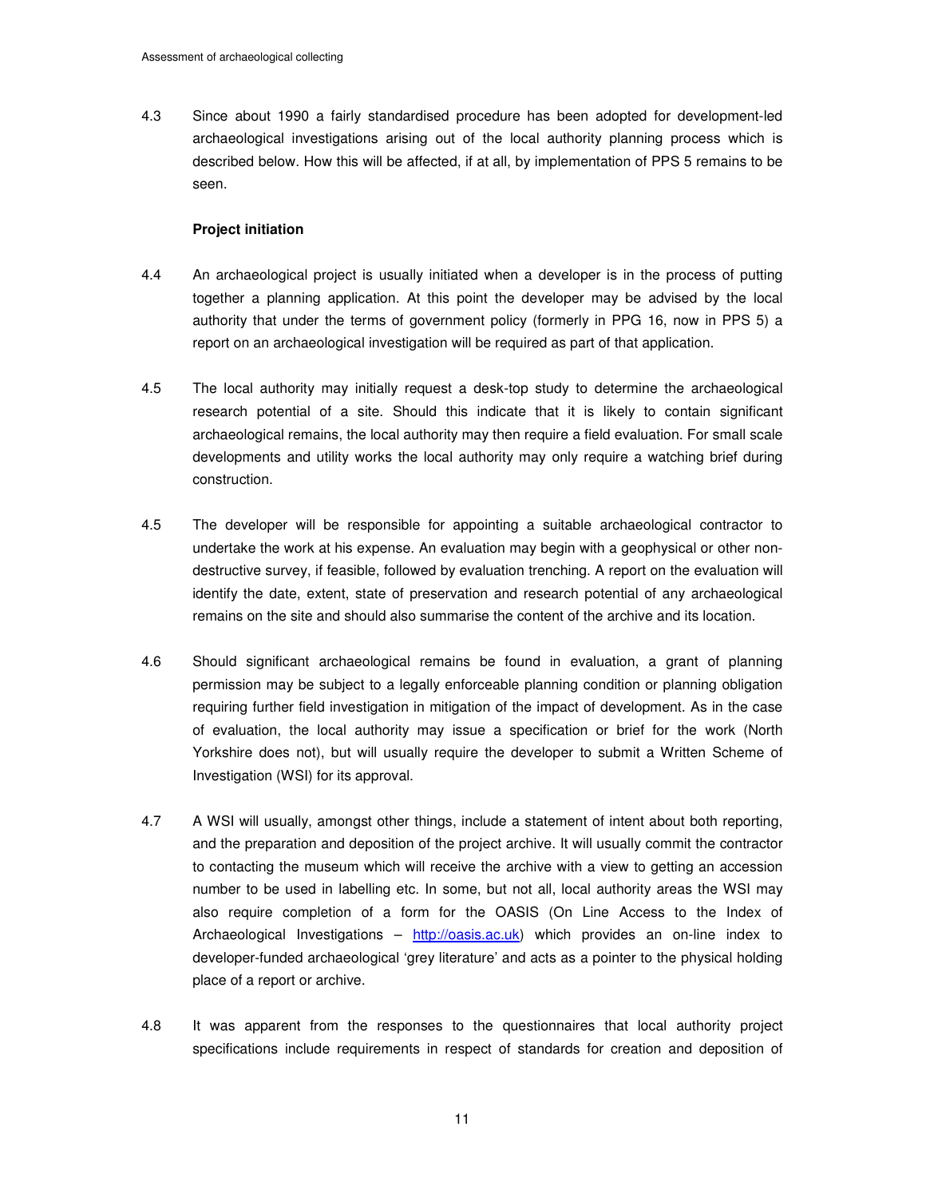4.3 Since about 1990 a fairly standardised procedure has been adopted for development-led archaeological investigations arising out of the local authority planning process which is described below. How this will be affected, if at all, by implementation of PPS 5 remains to be seen.

**Project initiation**

4.4 An archaeological project is usually initiated when a developer is in the process of putting together a planning application. At this point the developer may be advised by the local authority that under the terms of government policy (formerly in PPG 16, now in PPS 5) a report on an archaeological investigation will be required as part of that application.

4.5 The local authority may initially request a desk-top study to determine the archaeological research potential of a site. Should this indicate that it is likely to contain significant archaeological remains, the local authority may then require a field evaluation. For small scale developments and utility works the local authority may only require a watching brief during construction.

4.5 The developer will be responsible for appointing a suitable archaeological contractor to undertake the work at his expense. An evaluation may begin with a geophysical or other non-destructive survey, if feasible, followed by evaluation trenching. A report on the evaluation will identify the date, extent, state of preservation and research potential of any archaeological remains on the site and should also summarise the content of the archive and its location.

4.6 Should significant archaeological remains be found in evaluation, a grant of planning permission may be subject to a legally enforceable planning condition or planning obligation requiring further field investigation in mitigation of the impact of development. As in the case of evaluation, the local authority may issue a specification or brief for the work (North Yorkshire does not), but will usually require the developer to submit a Written Scheme of Investigation (WSI) for its approval.

4.7 A WSI will usually, amongst other things, include a statement of intent about both reporting, and the preparation and deposition of the project archive. It will usually commit the contractor to contacting the museum which will receive the archive with a view to getting an accession number to be used in labelling etc. In some, but not all, local authority areas the WSI may also require completion of a form for the OASIS (On Line Access to the Index of Archaeological Investigations – http://oasis.ac.uk) which provides an on-line index to developer-funded archaeological 'grey literature' and acts as a pointer to the physical holding place of a report or archive.

4.8 It was apparent from the responses to the questionnaires that local authority project specifications include requirements in respect of standards for creation and deposition of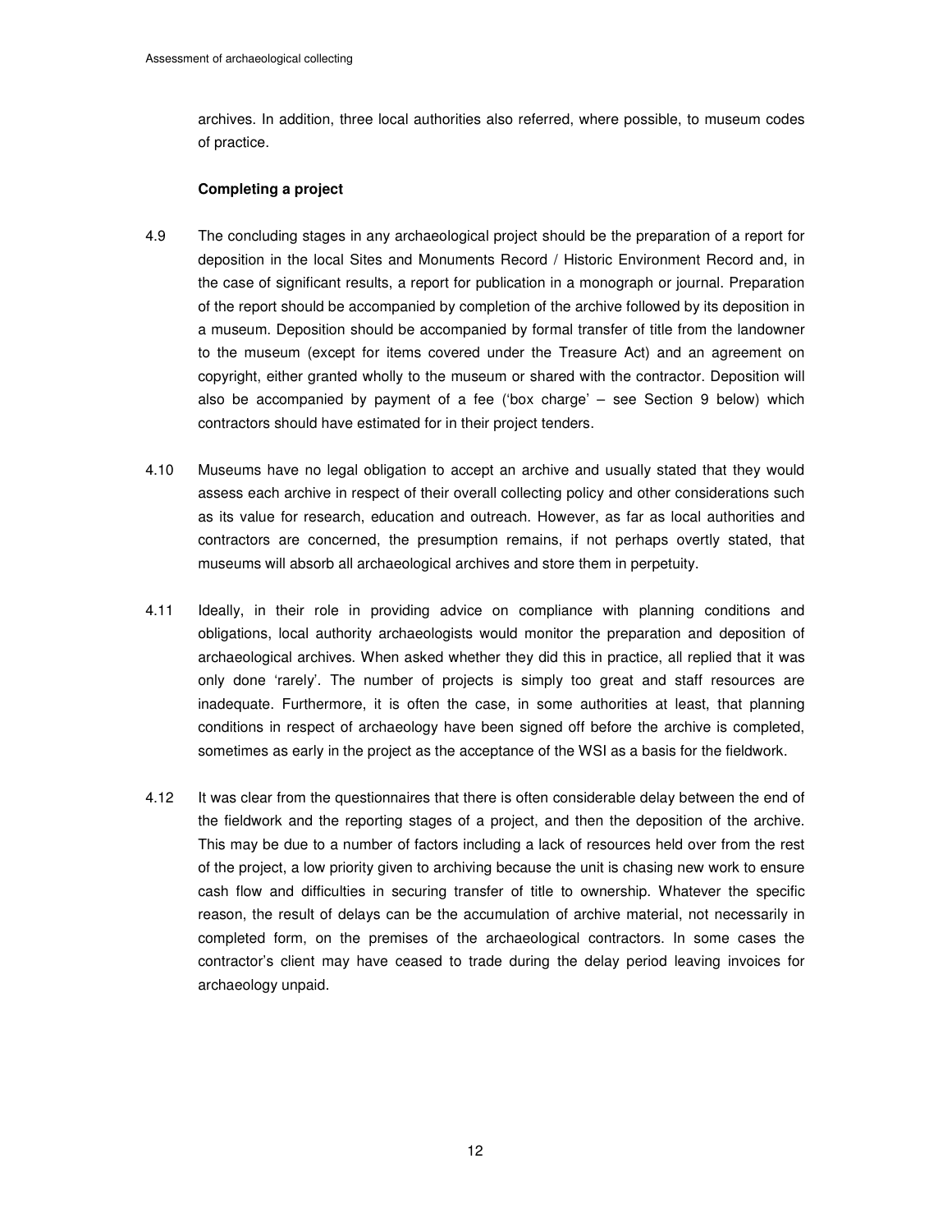archives. In addition, three local authorities also referred, where possible, to museum codes of practice.

**Completing a project**

4.9 The concluding stages in any archaeological project should be the preparation of a report for deposition in the local Sites and Monuments Record / Historic Environment Record and, in the case of significant results, a report for publication in a monograph or journal. Preparation of the report should be accompanied by completion of the archive followed by its deposition in a museum. Deposition should be accompanied by formal transfer of title from the landowner to the museum (except for items covered under the Treasure Act) and an agreement on copyright, either granted wholly to the museum or shared with the contractor. Deposition will also be accompanied by payment of a fee ('box charge' – see Section 9 below) which contractors should have estimated for in their project tenders.

4.10 Museums have no legal obligation to accept an archive and usually stated that they would assess each archive in respect of their overall collecting policy and other considerations such as its value for research, education and outreach. However, as far as local authorities and contractors are concerned, the presumption remains, if not perhaps overtly stated, that museums will absorb all archaeological archives and store them in perpetuity.

4.11 Ideally, in their role in providing advice on compliance with planning conditions and obligations, local authority archaeologists would monitor the preparation and deposition of archaeological archives. When asked whether they did this in practice, all replied that it was only done 'rarely'. The number of projects is simply too great and staff resources are inadequate. Furthermore, it is often the case, in some authorities at least, that planning conditions in respect of archaeology have been signed off before the archive is completed, sometimes as early in the project as the acceptance of the WSI as a basis for the fieldwork.

4.12 It was clear from the questionnaires that there is often considerable delay between the end of the fieldwork and the reporting stages of a project, and then the deposition of the archive. This may be due to a number of factors including a lack of resources held over from the rest of the project, a low priority given to archiving because the unit is chasing new work to ensure cash flow and difficulties in securing transfer of title to ownership. Whatever the specific reason, the result of delays can be the accumulation of archive material, not necessarily in completed form, on the premises of the archaeological contractors. In some cases the contractor's client may have ceased to trade during the delay period leaving invoices for archaeology unpaid.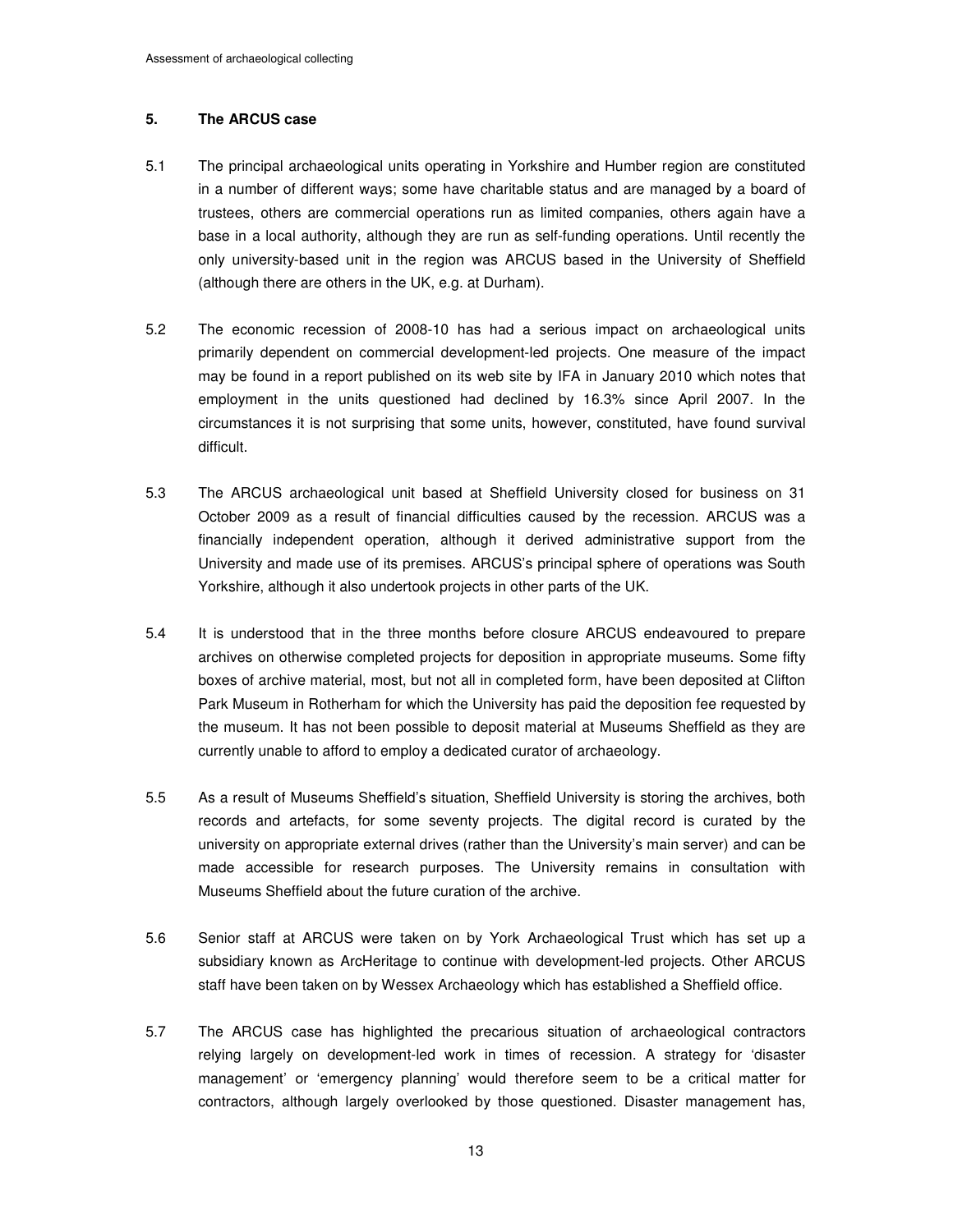## 5. The ARCUS case

5.1 The principal archaeological units operating in Yorkshire and Humber region are constituted in a number of different ways; some have charitable status and are managed by a board of trustees, others are commercial operations run as limited companies, others again have a base in a local authority, although they are run as self-funding operations. Until recently the only university-based unit in the region was ARCUS based in the University of Sheffield (although there are others in the UK, e.g. at Durham).

5.2 The economic recession of 2008-10 has had a serious impact on archaeological units primarily dependent on commercial development-led projects. One measure of the impact may be found in a report published on its web site by IFA in January 2010 which notes that employment in the units questioned had declined by 16.3% since April 2007. In the circumstances it is not surprising that some units, however, constituted, have found survival difficult.

5.3 The ARCUS archaeological unit based at Sheffield University closed for business on 31 October 2009 as a result of financial difficulties caused by the recession. ARCUS was a financially independent operation, although it derived administrative support from the University and made use of its premises. ARCUS's principal sphere of operations was South Yorkshire, although it also undertook projects in other parts of the UK.

5.4 It is understood that in the three months before closure ARCUS endeavoured to prepare archives on otherwise completed projects for deposition in appropriate museums. Some fifty boxes of archive material, most, but not all in completed form, have been deposited at Clifton Park Museum in Rotherham for which the University has paid the deposition fee requested by the museum. It has not been possible to deposit material at Museums Sheffield as they are currently unable to afford to employ a dedicated curator of archaeology.

5.5 As a result of Museums Sheffield's situation, Sheffield University is storing the archives, both records and artefacts, for some seventy projects. The digital record is curated by the university on appropriate external drives (rather than the University's main server) and can be made accessible for research purposes. The University remains in consultation with Museums Sheffield about the future curation of the archive.

5.6 Senior staff at ARCUS were taken on by York Archaeological Trust which has set up a subsidiary known as ArcHeritage to continue with development-led projects. Other ARCUS staff have been taken on by Wessex Archaeology which has established a Sheffield office.

5.7 The ARCUS case has highlighted the precarious situation of archaeological contractors relying largely on development-led work in times of recession. A strategy for 'disaster management' or 'emergency planning' would therefore seem to be a critical matter for contractors, although largely overlooked by those questioned. Disaster management has,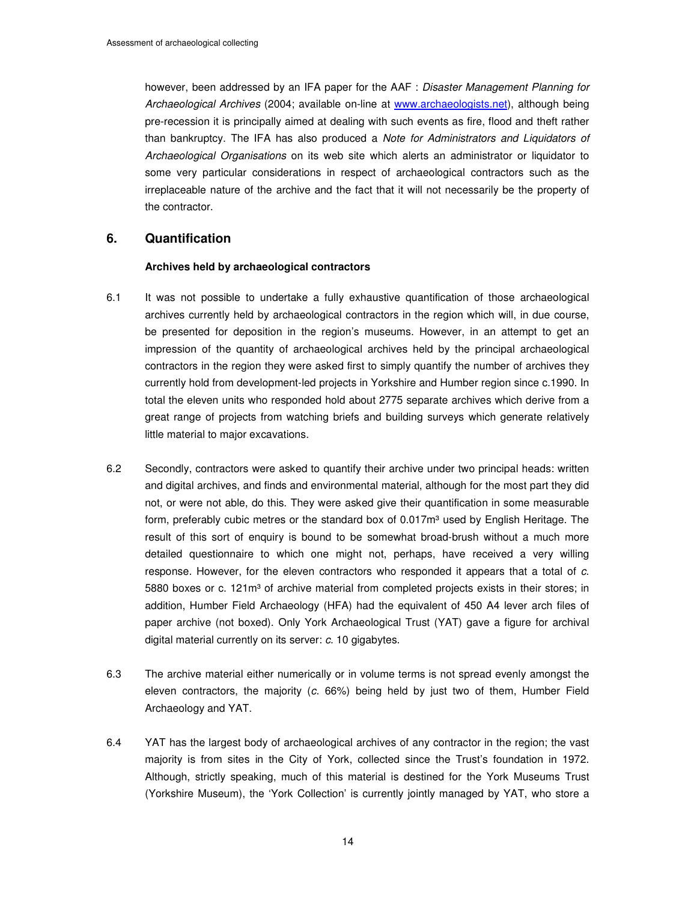however, been addressed by an IFA paper for the AAF : *Disaster Management Planning for Archaeological Archives* (2004; available on-line at [www.archaeologists.net](www.archaeologists.net)), although being pre-recession it is principally aimed at dealing with such events as fire, flood and theft rather than bankruptcy. The IFA has also produced a *Note for Administrators and Liquidators of Archaeological Organisations* on its web site which alerts an administrator or liquidator to some very particular considerations in respect of archaeological contractors such as the irreplaceable nature of the archive and the fact that it will not necessarily be the property of the contractor.

## 6. Quantification

**Archives held by archaeological contractors**

6.1 It was not possible to undertake a fully exhaustive quantification of those archaeological archives currently held by archaeological contractors in the region which will, in due course, be presented for deposition in the region's museums. However, in an attempt to get an impression of the quantity of archaeological archives held by the principal archaeological contractors in the region they were asked first to simply quantify the number of archives they currently hold from development-led projects in Yorkshire and Humber region since c.1990. In total the eleven units who responded hold about 2775 separate archives which derive from a great range of projects from watching briefs and building surveys which generate relatively little material to major excavations.

6.2 Secondly, contractors were asked to quantify their archive under two principal heads: written and digital archives, and finds and environmental material, although for the most part they did not, or were not able, do this. They were asked give their quantification in some measurable form, preferably cubic metres or the standard box of $0.017m^3$ used by English Heritage. The result of this sort of enquiry is bound to be somewhat broad-brush without a much more detailed questionnaire to which one might not, perhaps, have received a very willing response. However, for the eleven contractors who responded it appears that a total of *c.* 5880 boxes or c. $121m^3$ of archive material from completed projects exists in their stores; in addition, Humber Field Archaeology (HFA) had the equivalent of 450 A4 lever arch files of paper archive (not boxed). Only York Archaeological Trust (YAT) gave a figure for archival digital material currently on its server: *c.* 10 gigabytes.

6.3 The archive material either numerically or in volume terms is not spread evenly amongst the eleven contractors, the majority (*c.* 66%) being held by just two of them, Humber Field Archaeology and YAT.

6.4 YAT has the largest body of archaeological archives of any contractor in the region; the vast majority is from sites in the City of York, collected since the Trust's foundation in 1972. Although, strictly speaking, much of this material is destined for the York Museums Trust (Yorkshire Museum), the 'York Collection' is currently jointly managed by YAT, who store a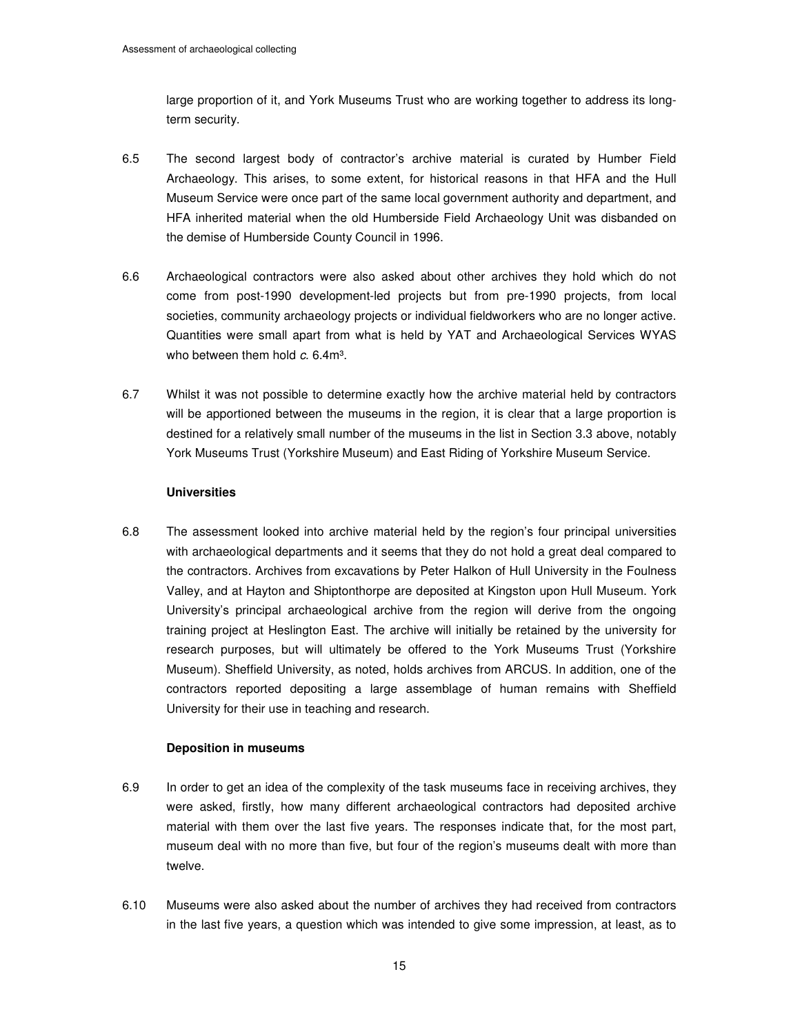large proportion of it, and York Museums Trust who are working together to address its long-term security.

6.5 The second largest body of contractor's archive material is curated by Humber Field Archaeology. This arises, to some extent, for historical reasons in that HFA and the Hull Museum Service were once part of the same local government authority and department, and HFA inherited material when the old Humberside Field Archaeology Unit was disbanded on the demise of Humberside County Council in 1996.

6.6 Archaeological contractors were also asked about other archives they hold which do not come from post-1990 development-led projects but from pre-1990 projects, from local societies, community archaeology projects or individual fieldworkers who are no longer active. Quantities were small apart from what is held by YAT and Archaeological Services WYAS who between them hold *c.* 6.4m³.

6.7 Whilst it was not possible to determine exactly how the archive material held by contractors will be apportioned between the museums in the region, it is clear that a large proportion is destined for a relatively small number of the museums in the list in Section 3.3 above, notably York Museums Trust (Yorkshire Museum) and East Riding of Yorkshire Museum Service.

**Universities**

6.8 The assessment looked into archive material held by the region's four principal universities with archaeological departments and it seems that they do not hold a great deal compared to the contractors. Archives from excavations by Peter Halkon of Hull University in the Foulness Valley, and at Hayton and Shiptonthorpe are deposited at Kingston upon Hull Museum. York University's principal archaeological archive from the region will derive from the ongoing training project at Heslington East. The archive will initially be retained by the university for research purposes, but will ultimately be offered to the York Museums Trust (Yorkshire Museum). Sheffield University, as noted, holds archives from ARCUS. In addition, one of the contractors reported depositing a large assemblage of human remains with Sheffield University for their use in teaching and research.

**Deposition in museums**

6.9 In order to get an idea of the complexity of the task museums face in receiving archives, they were asked, firstly, how many different archaeological contractors had deposited archive material with them over the last five years. The responses indicate that, for the most part, museum deal with no more than five, but four of the region's museums dealt with more than twelve.

6.10 Museums were also asked about the number of archives they had received from contractors in the last five years, a question which was intended to give some impression, at least, as to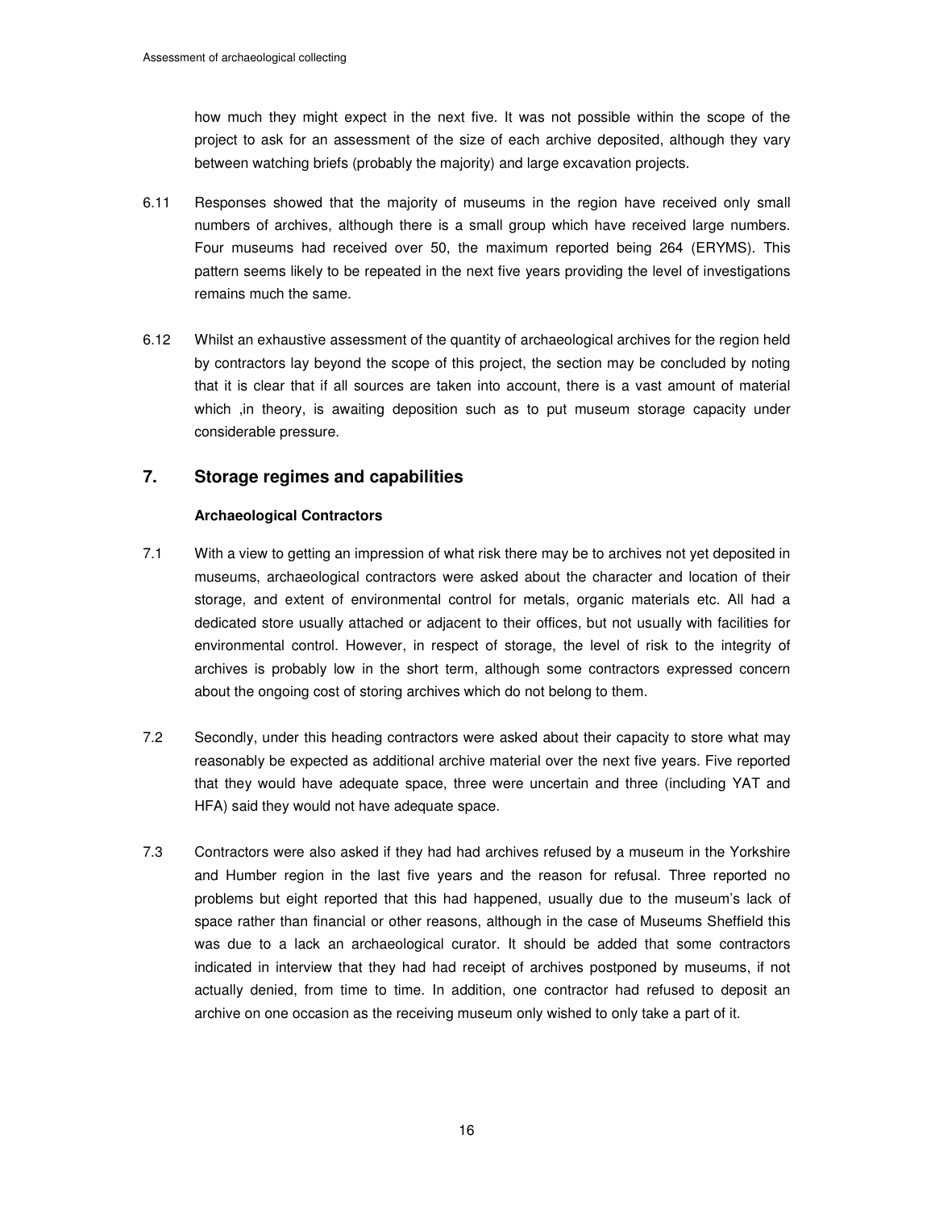how much they might expect in the next five. It was not possible within the scope of the project to ask for an assessment of the size of each archive deposited, although they vary between watching briefs (probably the majority) and large excavation projects.

6.11 Responses showed that the majority of museums in the region have received only small numbers of archives, although there is a small group which have received large numbers. Four museums had received over 50, the maximum reported being 264 (ERYMS). This pattern seems likely to be repeated in the next five years providing the level of investigations remains much the same.

6.12 Whilst an exhaustive assessment of the quantity of archaeological archives for the region held by contractors lay beyond the scope of this project, the section may be concluded by noting that it is clear that if all sources are taken into account, there is a vast amount of material which ,in theory, is awaiting deposition such as to put museum storage capacity under considerable pressure.

## 7. Storage regimes and capabilities

**Archaeological Contractors**

7.1 With a view to getting an impression of what risk there may be to archives not yet deposited in museums, archaeological contractors were asked about the character and location of their storage, and extent of environmental control for metals, organic materials etc. All had a dedicated store usually attached or adjacent to their offices, but not usually with facilities for environmental control. However, in respect of storage, the level of risk to the integrity of archives is probably low in the short term, although some contractors expressed concern about the ongoing cost of storing archives which do not belong to them.

7.2 Secondly, under this heading contractors were asked about their capacity to store what may reasonably be expected as additional archive material over the next five years. Five reported that they would have adequate space, three were uncertain and three (including YAT and HFA) said they would not have adequate space.

7.3 Contractors were also asked if they had had archives refused by a museum in the Yorkshire and Humber region in the last five years and the reason for refusal. Three reported no problems but eight reported that this had happened, usually due to the museum's lack of space rather than financial or other reasons, although in the case of Museums Sheffield this was due to a lack an archaeological curator. It should be added that some contractors indicated in interview that they had had receipt of archives postponed by museums, if not actually denied, from time to time. In addition, one contractor had refused to deposit an archive on one occasion as the receiving museum only wished to only take a part of it.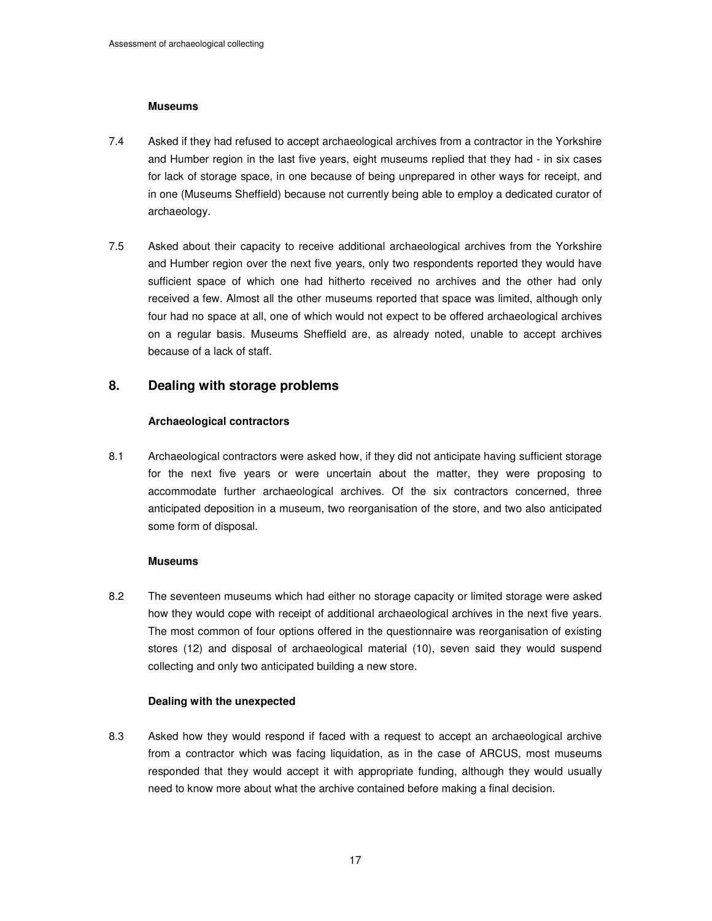### Museums

7.4 Asked if they had refused to accept archaeological archives from a contractor in the Yorkshire and Humber region in the last five years, eight museums replied that they had - in six cases for lack of storage space, in one because of being unprepared in other ways for receipt, and in one (Museums Sheffield) because not currently being able to employ a dedicated curator of archaeology.

7.5 Asked about their capacity to receive additional archaeological archives from the Yorkshire and Humber region over the next five years, only two respondents reported they would have sufficient space of which one had hitherto received no archives and the other had only received a few. Almost all the other museums reported that space was limited, although only four had no space at all, one of which would not expect to be offered archaeological archives on a regular basis. Museums Sheffield are, as already noted, unable to accept archives because of a lack of staff.

## 8. Dealing with storage problems

### Archaeological contractors

8.1 Archaeological contractors were asked how, if they did not anticipate having sufficient storage for the next five years or were uncertain about the matter, they were proposing to accommodate further archaeological archives. Of the six contractors concerned, three anticipated deposition in a museum, two reorganisation of the store, and two also anticipated some form of disposal.

### Museums

8.2 The seventeen museums which had either no storage capacity or limited storage were asked how they would cope with receipt of additional archaeological archives in the next five years. The most common of four options offered in the questionnaire was reorganisation of existing stores (12) and disposal of archaeological material (10), seven said they would suspend collecting and only two anticipated building a new store.

### Dealing with the unexpected

8.3 Asked how they would respond if faced with a request to accept an archaeological archive from a contractor which was facing liquidation, as in the case of ARCUS, most museums responded that they would accept it with appropriate funding, although they would usually need to know more about what the archive contained before making a final decision.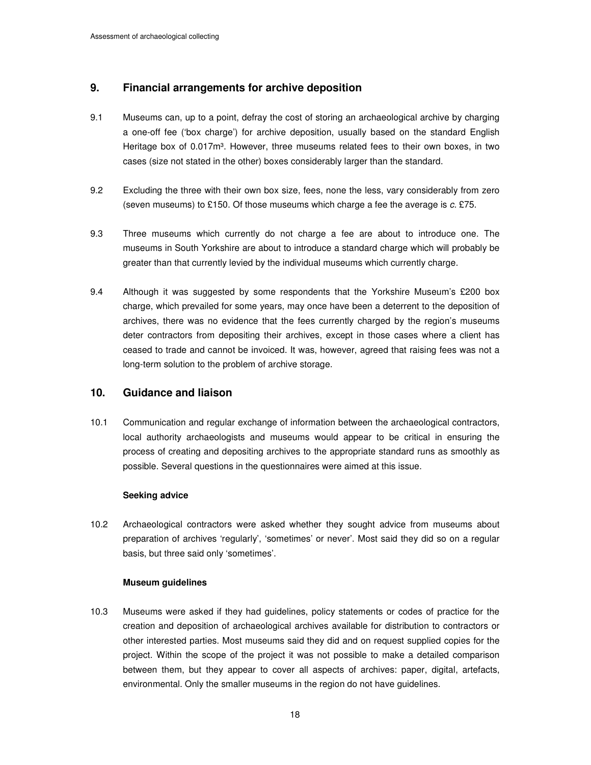## 9. Financial arrangements for archive deposition

9.1 Museums can, up to a point, defray the cost of storing an archaeological archive by charging a one-off fee ('box charge') for archive deposition, usually based on the standard English Heritage box of 0.017m³. However, three museums related fees to their own boxes, in two cases (size not stated in the other) boxes considerably larger than the standard.

9.2 Excluding the three with their own box size, fees, none the less, vary considerably from zero (seven museums) to £150. Of those museums which charge a fee the average is *c.* £75.

9.3 Three museums which currently do not charge a fee are about to introduce one. The museums in South Yorkshire are about to introduce a standard charge which will probably be greater than that currently levied by the individual museums which currently charge.

9.4 Although it was suggested by some respondents that the Yorkshire Museum's £200 box charge, which prevailed for some years, may once have been a deterrent to the deposition of archives, there was no evidence that the fees currently charged by the region's museums deter contractors from depositing their archives, except in those cases where a client has ceased to trade and cannot be invoiced. It was, however, agreed that raising fees was not a long-term solution to the problem of archive storage.

## 10. Guidance and liaison

10.1 Communication and regular exchange of information between the archaeological contractors, local authority archaeologists and museums would appear to be critical in ensuring the process of creating and depositing archives to the appropriate standard runs as smoothly as possible. Several questions in the questionnaires were aimed at this issue.

**Seeking advice**

10.2 Archaeological contractors were asked whether they sought advice from museums about preparation of archives 'regularly', 'sometimes' or never'. Most said they did so on a regular basis, but three said only 'sometimes'.

**Museum guidelines**

10.3 Museums were asked if they had guidelines, policy statements or codes of practice for the creation and deposition of archaeological archives available for distribution to contractors or other interested parties. Most museums said they did and on request supplied copies for the project. Within the scope of the project it was not possible to make a detailed comparison between them, but they appear to cover all aspects of archives: paper, digital, artefacts, environmental. Only the smaller museums in the region do not have guidelines.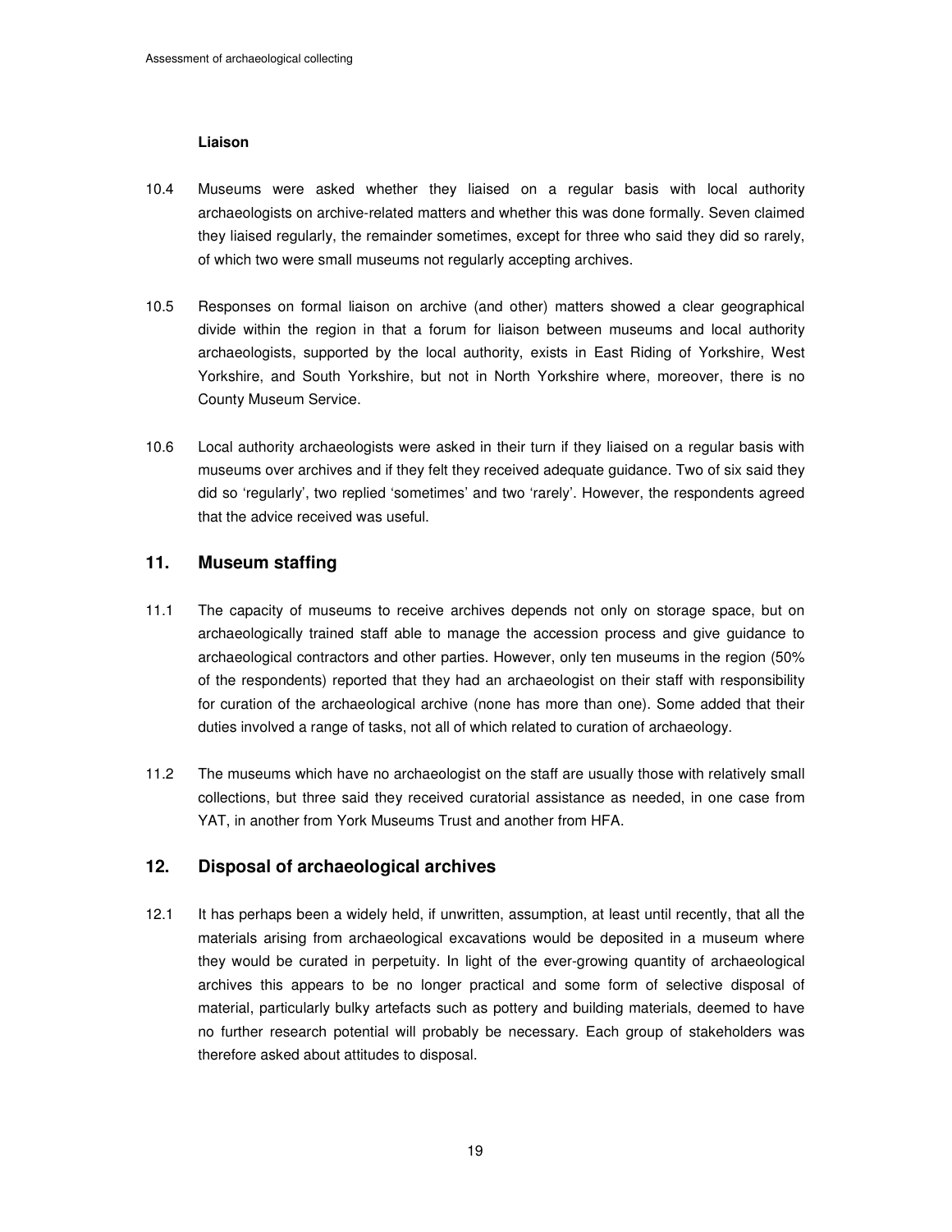**Liaison**

10.4 Museums were asked whether they liaised on a regular basis with local authority archaeologists on archive-related matters and whether this was done formally. Seven claimed they liaised regularly, the remainder sometimes, except for three who said they did so rarely, of which two were small museums not regularly accepting archives.

10.5 Responses on formal liaison on archive (and other) matters showed a clear geographical divide within the region in that a forum for liaison between museums and local authority archaeologists, supported by the local authority, exists in East Riding of Yorkshire, West Yorkshire, and South Yorkshire, but not in North Yorkshire where, moreover, there is no County Museum Service.

10.6 Local authority archaeologists were asked in their turn if they liaised on a regular basis with museums over archives and if they felt they received adequate guidance. Two of six said they did so 'regularly', two replied 'sometimes' and two 'rarely'. However, the respondents agreed that the advice received was useful.

## 11. Museum staffing

11.1 The capacity of museums to receive archives depends not only on storage space, but on archaeologically trained staff able to manage the accession process and give guidance to archaeological contractors and other parties. However, only ten museums in the region (50% of the respondents) reported that they had an archaeologist on their staff with responsibility for curation of the archaeological archive (none has more than one). Some added that their duties involved a range of tasks, not all of which related to curation of archaeology.

11.2 The museums which have no archaeologist on the staff are usually those with relatively small collections, but three said they received curatorial assistance as needed, in one case from YAT, in another from York Museums Trust and another from HFA.

## 12. Disposal of archaeological archives

12.1 It has perhaps been a widely held, if unwritten, assumption, at least until recently, that all the materials arising from archaeological excavations would be deposited in a museum where they would be curated in perpetuity. In light of the ever-growing quantity of archaeological archives this appears to be no longer practical and some form of selective disposal of material, particularly bulky artefacts such as pottery and building materials, deemed to have no further research potential will probably be necessary. Each group of stakeholders was therefore asked about attitudes to disposal.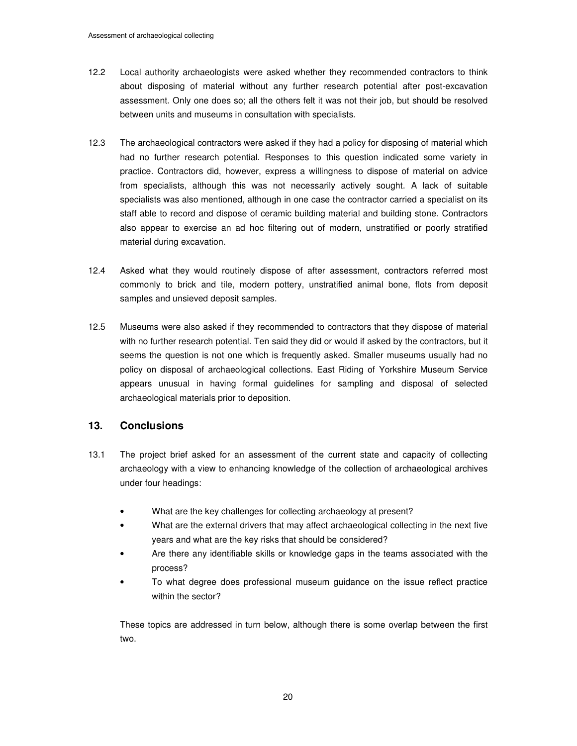12.2 Local authority archaeologists were asked whether they recommended contractors to think about disposing of material without any further research potential after post-excavation assessment. Only one does so; all the others felt it was not their job, but should be resolved between units and museums in consultation with specialists.

12.3 The archaeological contractors were asked if they had a policy for disposing of material which had no further research potential. Responses to this question indicated some variety in practice. Contractors did, however, express a willingness to dispose of material on advice from specialists, although this was not necessarily actively sought. A lack of suitable specialists was also mentioned, although in one case the contractor carried a specialist on its staff able to record and dispose of ceramic building material and building stone. Contractors also appear to exercise an ad hoc filtering out of modern, unstratified or poorly stratified material during excavation.

12.4 Asked what they would routinely dispose of after assessment, contractors referred most commonly to brick and tile, modern pottery, unstratified animal bone, flots from deposit samples and unsieved deposit samples.

12.5 Museums were also asked if they recommended to contractors that they dispose of material with no further research potential. Ten said they did or would if asked by the contractors, but it seems the question is not one which is frequently asked. Smaller museums usually had no policy on disposal of archaeological collections. East Riding of Yorkshire Museum Service appears unusual in having formal guidelines for sampling and disposal of selected archaeological materials prior to deposition.

## 13. Conclusions

13.1 The project brief asked for an assessment of the current state and capacity of collecting archaeology with a view to enhancing knowledge of the collection of archaeological archives under four headings:

- What are the key challenges for collecting archaeology at present?
- What are the external drivers that may affect archaeological collecting in the next five years and what are the key risks that should be considered?
- Are there any identifiable skills or knowledge gaps in the teams associated with the process?
- To what degree does professional museum guidance on the issue reflect practice within the sector?

These topics are addressed in turn below, although there is some overlap between the first two.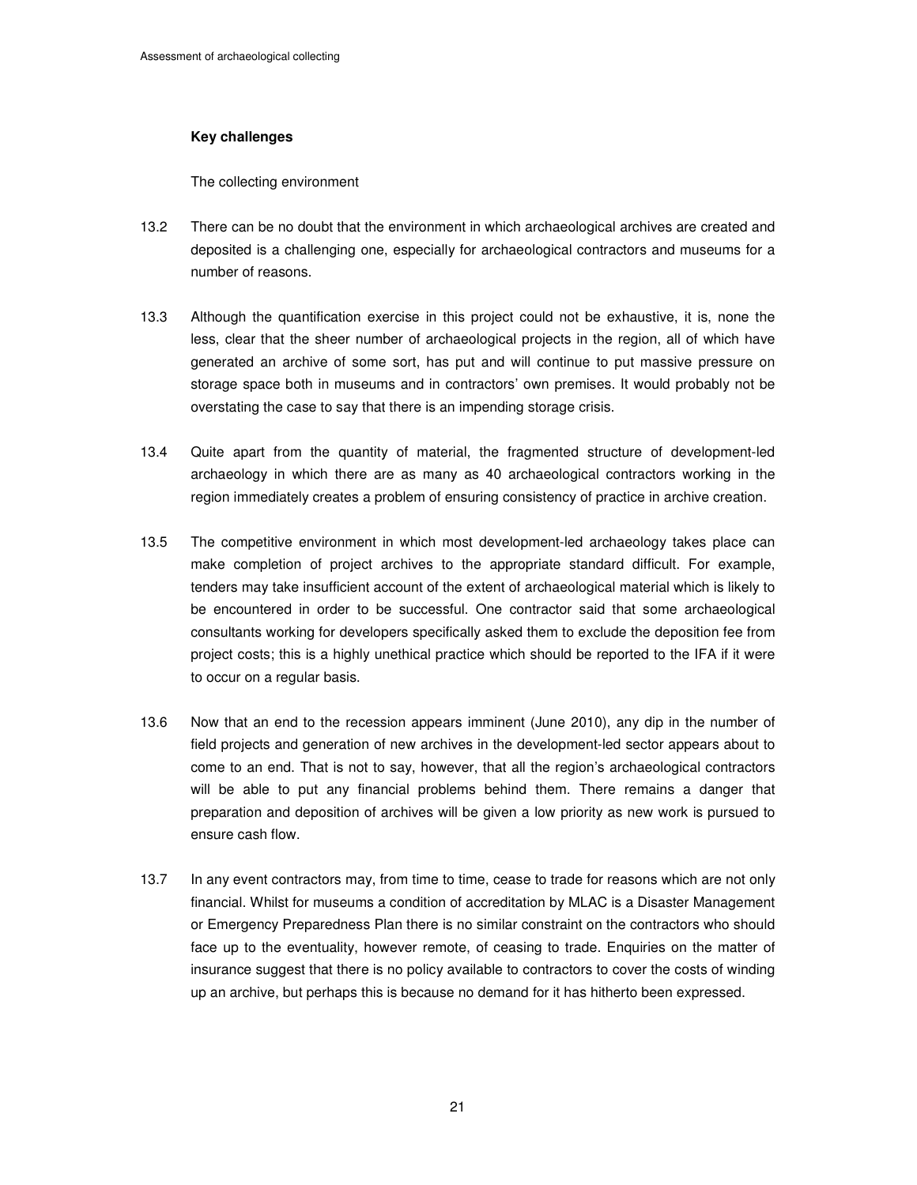**Key challenges**

The collecting environment

13.2 There can be no doubt that the environment in which archaeological archives are created and deposited is a challenging one, especially for archaeological contractors and museums for a number of reasons.

13.3 Although the quantification exercise in this project could not be exhaustive, it is, none the less, clear that the sheer number of archaeological projects in the region, all of which have generated an archive of some sort, has put and will continue to put massive pressure on storage space both in museums and in contractors' own premises. It would probably not be overstating the case to say that there is an impending storage crisis.

13.4 Quite apart from the quantity of material, the fragmented structure of development-led archaeology in which there are as many as 40 archaeological contractors working in the region immediately creates a problem of ensuring consistency of practice in archive creation.

13.5 The competitive environment in which most development-led archaeology takes place can make completion of project archives to the appropriate standard difficult. For example, tenders may take insufficient account of the extent of archaeological material which is likely to be encountered in order to be successful. One contractor said that some archaeological consultants working for developers specifically asked them to exclude the deposition fee from project costs; this is a highly unethical practice which should be reported to the IFA if it were to occur on a regular basis.

13.6 Now that an end to the recession appears imminent (June 2010), any dip in the number of field projects and generation of new archives in the development-led sector appears about to come to an end. That is not to say, however, that all the region's archaeological contractors will be able to put any financial problems behind them. There remains a danger that preparation and deposition of archives will be given a low priority as new work is pursued to ensure cash flow.

13.7 In any event contractors may, from time to time, cease to trade for reasons which are not only financial. Whilst for museums a condition of accreditation by MLAC is a Disaster Management or Emergency Preparedness Plan there is no similar constraint on the contractors who should face up to the eventuality, however remote, of ceasing to trade. Enquiries on the matter of insurance suggest that there is no policy available to contractors to cover the costs of winding up an archive, but perhaps this is because no demand for it has hitherto been expressed.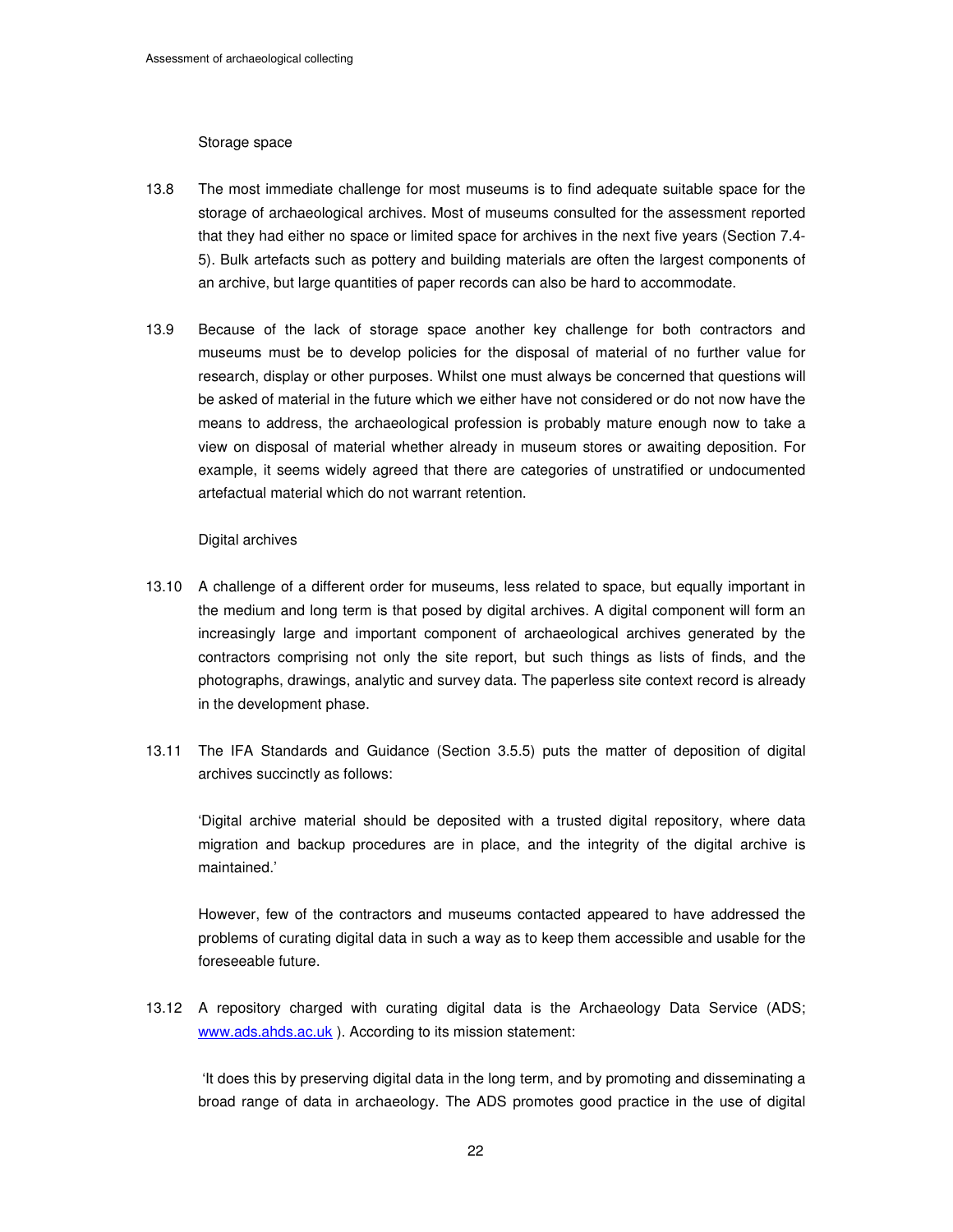### Storage space

13.8 The most immediate challenge for most museums is to find adequate suitable space for the storage of archaeological archives. Most of museums consulted for the assessment reported that they had either no space or limited space for archives in the next five years (Section 7.4-5). Bulk artefacts such as pottery and building materials are often the largest components of an archive, but large quantities of paper records can also be hard to accommodate.

13.9 Because of the lack of storage space another key challenge for both contractors and museums must be to develop policies for the disposal of material of no further value for research, display or other purposes. Whilst one must always be concerned that questions will be asked of material in the future which we either have not considered or do not now have the means to address, the archaeological profession is probably mature enough now to take a view on disposal of material whether already in museum stores or awaiting deposition. For example, it seems widely agreed that there are categories of unstratified or undocumented artefactual material which do not warrant retention.

### Digital archives

13.10 A challenge of a different order for museums, less related to space, but equally important in the medium and long term is that posed by digital archives. A digital component will form an increasingly large and important component of archaeological archives generated by the contractors comprising not only the site report, but such things as lists of finds, and the photographs, drawings, analytic and survey data. The paperless site context record is already in the development phase.

13.11 The IFA Standards and Guidance (Section 3.5.5) puts the matter of deposition of digital archives succinctly as follows:

'Digital archive material should be deposited with a trusted digital repository, where data migration and backup procedures are in place, and the integrity of the digital archive is maintained.'

However, few of the contractors and museums contacted appeared to have addressed the problems of curating digital data in such a way as to keep them accessible and usable for the foreseeable future.

13.12 A repository charged with curating digital data is the Archaeology Data Service (ADS; www.ads.ahds.ac.uk ). According to its mission statement:

'It does this by preserving digital data in the long term, and by promoting and disseminating a broad range of data in archaeology. The ADS promotes good practice in the use of digital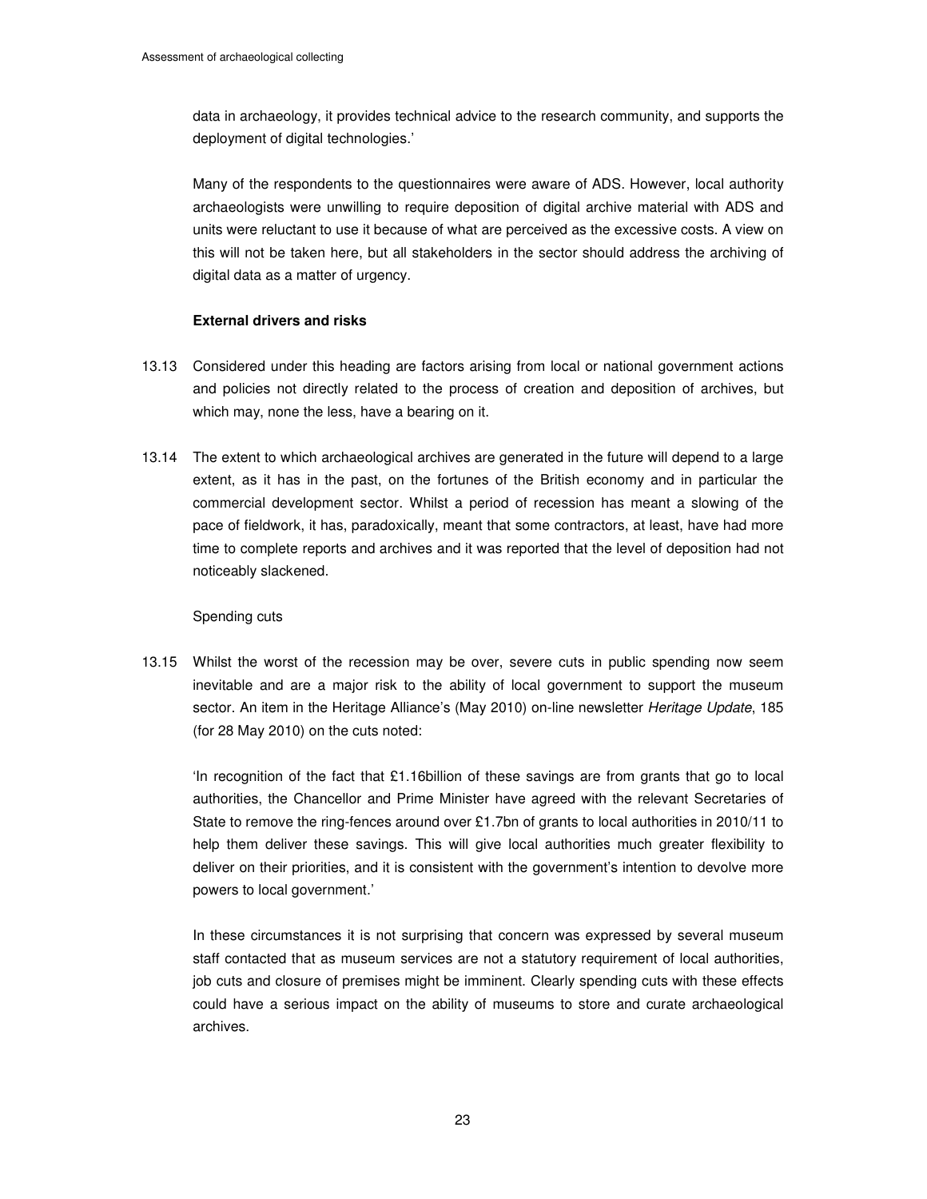data in archaeology, it provides technical advice to the research community, and supports the deployment of digital technologies.'

Many of the respondents to the questionnaires were aware of ADS. However, local authority archaeologists were unwilling to require deposition of digital archive material with ADS and units were reluctant to use it because of what are perceived as the excessive costs. A view on this will not be taken here, but all stakeholders in the sector should address the archiving of digital data as a matter of urgency.

**External drivers and risks**

13.13 Considered under this heading are factors arising from local or national government actions and policies not directly related to the process of creation and deposition of archives, but which may, none the less, have a bearing on it.

13.14 The extent to which archaeological archives are generated in the future will depend to a large extent, as it has in the past, on the fortunes of the British economy and in particular the commercial development sector. Whilst a period of recession has meant a slowing of the pace of fieldwork, it has, paradoxically, meant that some contractors, at least, have had more time to complete reports and archives and it was reported that the level of deposition had not noticeably slackened.

Spending cuts

13.15 Whilst the worst of the recession may be over, severe cuts in public spending now seem inevitable and are a major risk to the ability of local government to support the museum sector. An item in the Heritage Alliance's (May 2010) on-line newsletter *Heritage Update*, 185 (for 28 May 2010) on the cuts noted:

'In recognition of the fact that £1.16billion of these savings are from grants that go to local authorities, the Chancellor and Prime Minister have agreed with the relevant Secretaries of State to remove the ring-fences around over £1.7bn of grants to local authorities in 2010/11 to help them deliver these savings. This will give local authorities much greater flexibility to deliver on their priorities, and it is consistent with the government's intention to devolve more powers to local government.'

In these circumstances it is not surprising that concern was expressed by several museum staff contacted that as museum services are not a statutory requirement of local authorities, job cuts and closure of premises might be imminent. Clearly spending cuts with these effects could have a serious impact on the ability of museums to store and curate archaeological archives.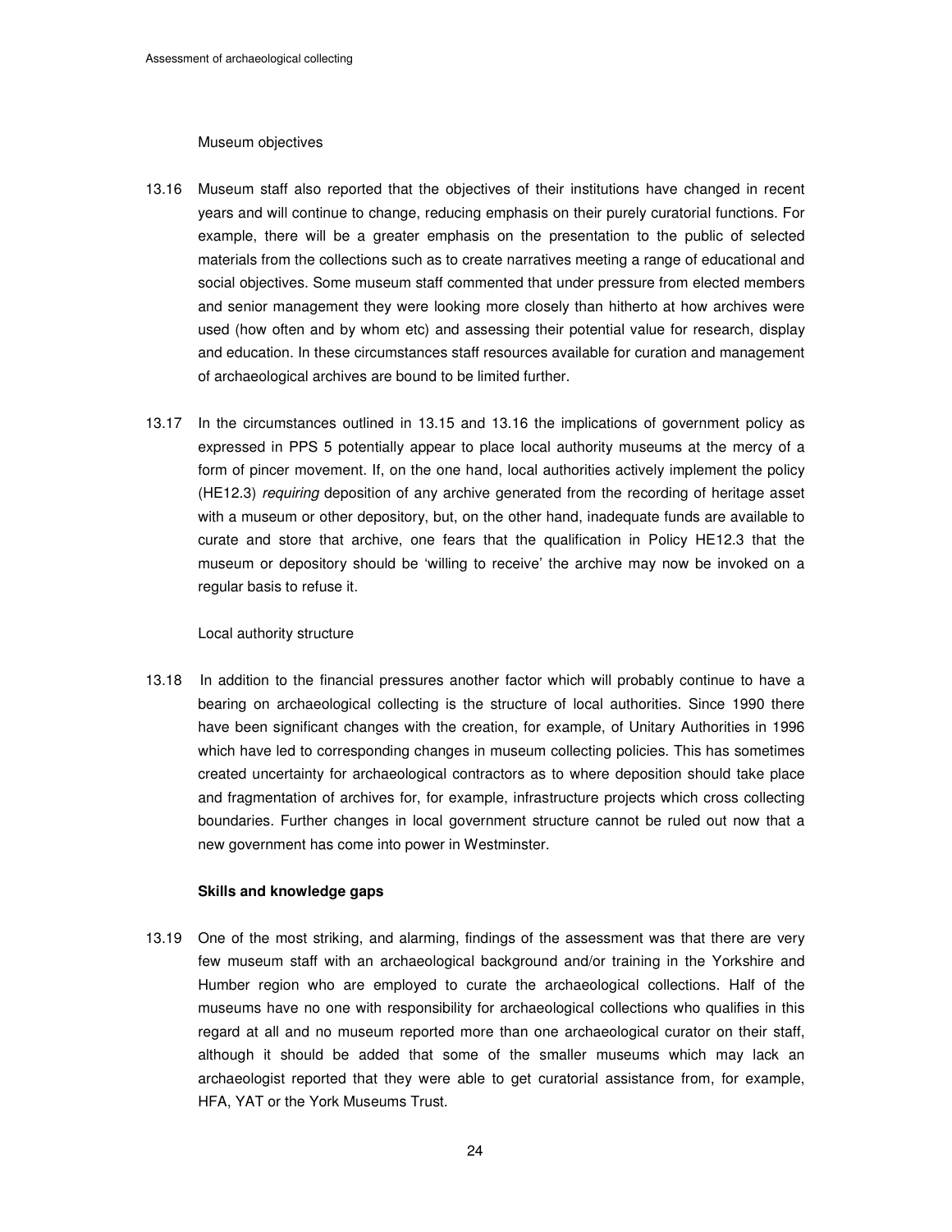Museum objectives

13.16 Museum staff also reported that the objectives of their institutions have changed in recent years and will continue to change, reducing emphasis on their purely curatorial functions. For example, there will be a greater emphasis on the presentation to the public of selected materials from the collections such as to create narratives meeting a range of educational and social objectives. Some museum staff commented that under pressure from elected members and senior management they were looking more closely than hitherto at how archives were used (how often and by whom etc) and assessing their potential value for research, display and education. In these circumstances staff resources available for curation and management of archaeological archives are bound to be limited further.

13.17 In the circumstances outlined in 13.15 and 13.16 the implications of government policy as expressed in PPS 5 potentially appear to place local authority museums at the mercy of a form of pincer movement. If, on the one hand, local authorities actively implement the policy (HE12.3) *requiring* deposition of any archive generated from the recording of heritage asset with a museum or other depository, but, on the other hand, inadequate funds are available to curate and store that archive, one fears that the qualification in Policy HE12.3 that the museum or depository should be 'willing to receive' the archive may now be invoked on a regular basis to refuse it.

Local authority structure

13.18 In addition to the financial pressures another factor which will probably continue to have a bearing on archaeological collecting is the structure of local authorities. Since 1990 there have been significant changes with the creation, for example, of Unitary Authorities in 1996 which have led to corresponding changes in museum collecting policies. This has sometimes created uncertainty for archaeological contractors as to where deposition should take place and fragmentation of archives for, for example, infrastructure projects which cross collecting boundaries. Further changes in local government structure cannot be ruled out now that a new government has come into power in Westminster.

**Skills and knowledge gaps**

13.19 One of the most striking, and alarming, findings of the assessment was that there are very few museum staff with an archaeological background and/or training in the Yorkshire and Humber region who are employed to curate the archaeological collections. Half of the museums have no one with responsibility for archaeological collections who qualifies in this regard at all and no museum reported more than one archaeological curator on their staff, although it should be added that some of the smaller museums which may lack an archaeologist reported that they were able to get curatorial assistance from, for example, HFA, YAT or the York Museums Trust.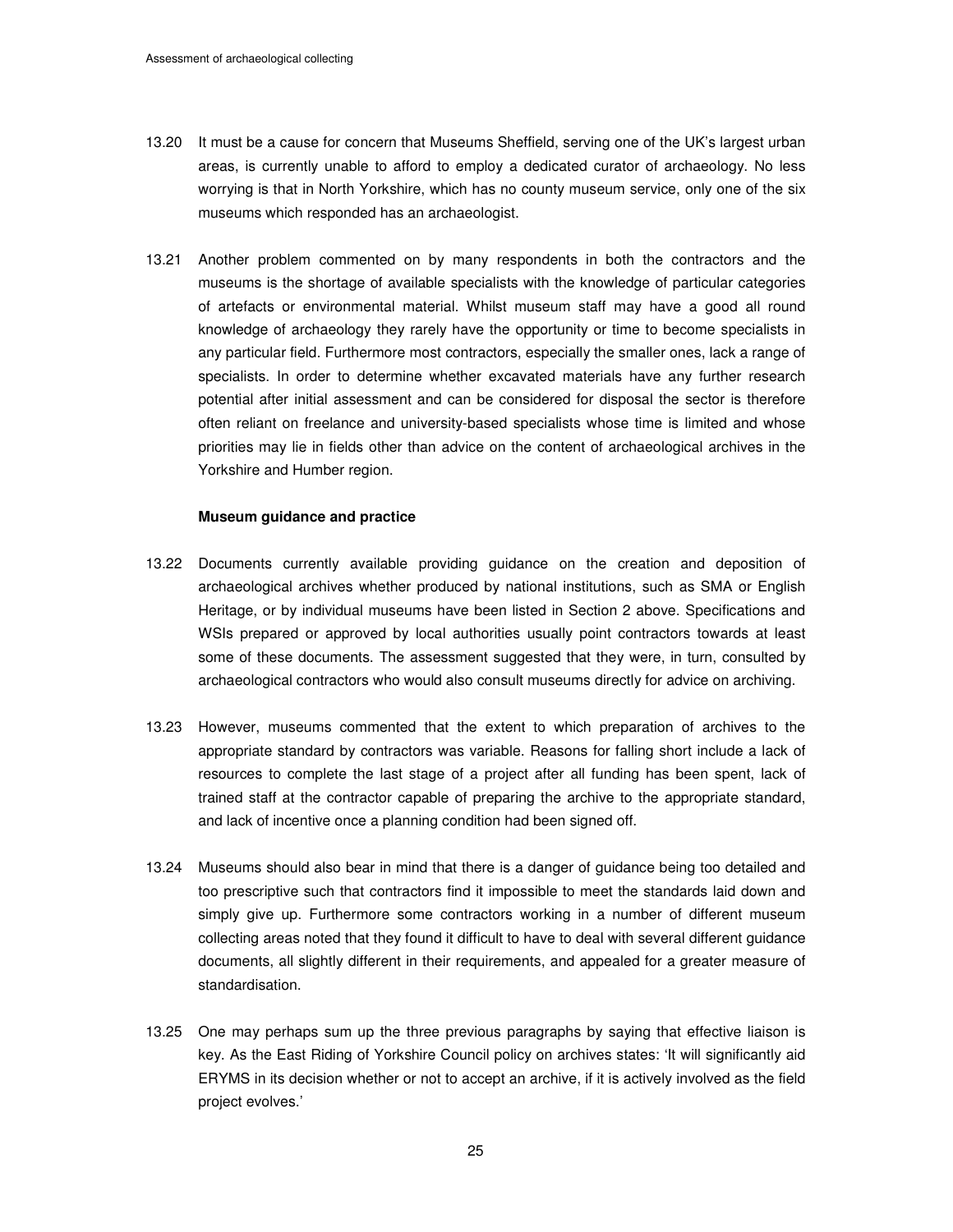13.20 It must be a cause for concern that Museums Sheffield, serving one of the UK's largest urban areas, is currently unable to afford to employ a dedicated curator of archaeology. No less worrying is that in North Yorkshire, which has no county museum service, only one of the six museums which responded has an archaeologist.

13.21 Another problem commented on by many respondents in both the contractors and the museums is the shortage of available specialists with the knowledge of particular categories of artefacts or environmental material. Whilst museum staff may have a good all round knowledge of archaeology they rarely have the opportunity or time to become specialists in any particular field. Furthermore most contractors, especially the smaller ones, lack a range of specialists. In order to determine whether excavated materials have any further research potential after initial assessment and can be considered for disposal the sector is therefore often reliant on freelance and university-based specialists whose time is limited and whose priorities may lie in fields other than advice on the content of archaeological archives in the Yorkshire and Humber region.

**Museum guidance and practice**

13.22 Documents currently available providing guidance on the creation and deposition of archaeological archives whether produced by national institutions, such as SMA or English Heritage, or by individual museums have been listed in Section 2 above. Specifications and WSIs prepared or approved by local authorities usually point contractors towards at least some of these documents. The assessment suggested that they were, in turn, consulted by archaeological contractors who would also consult museums directly for advice on archiving.

13.23 However, museums commented that the extent to which preparation of archives to the appropriate standard by contractors was variable. Reasons for falling short include a lack of resources to complete the last stage of a project after all funding has been spent, lack of trained staff at the contractor capable of preparing the archive to the appropriate standard, and lack of incentive once a planning condition had been signed off.

13.24 Museums should also bear in mind that there is a danger of guidance being too detailed and too prescriptive such that contractors find it impossible to meet the standards laid down and simply give up. Furthermore some contractors working in a number of different museum collecting areas noted that they found it difficult to have to deal with several different guidance documents, all slightly different in their requirements, and appealed for a greater measure of standardisation.

13.25 One may perhaps sum up the three previous paragraphs by saying that effective liaison is key. As the East Riding of Yorkshire Council policy on archives states: 'It will significantly aid ERYMS in its decision whether or not to accept an archive, if it is actively involved as the field project evolves.'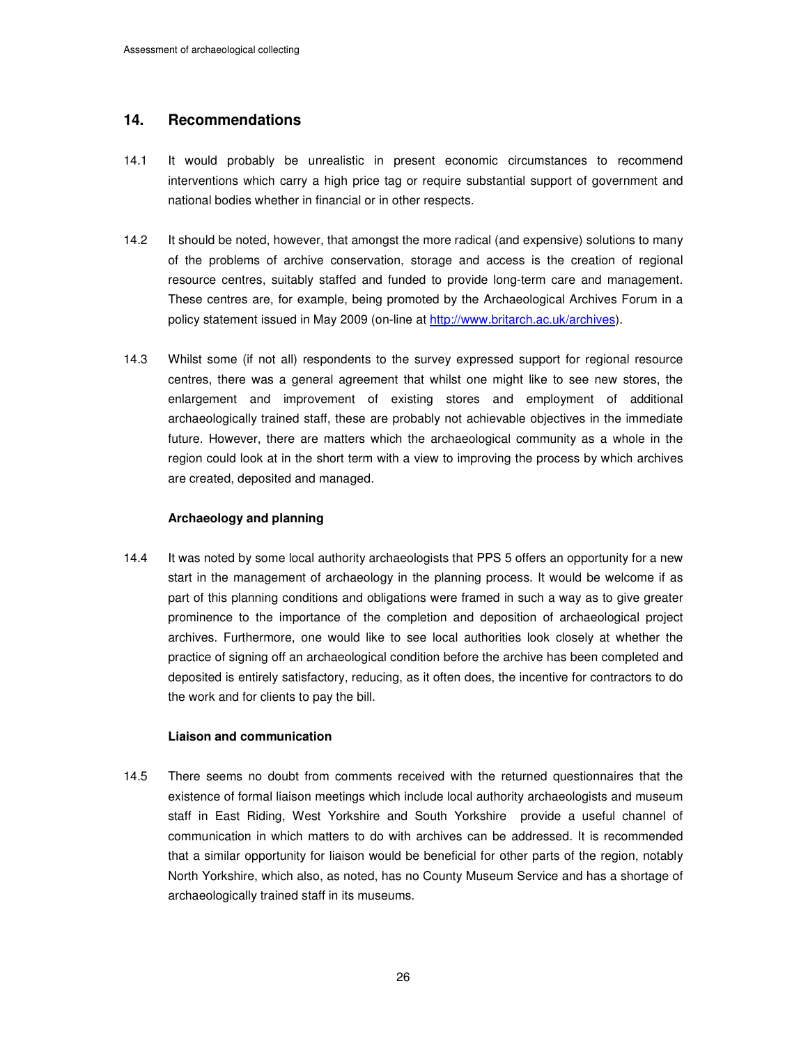## 14. Recommendations

14.1 It would probably be unrealistic in present economic circumstances to recommend interventions which carry a high price tag or require substantial support of government and national bodies whether in financial or in other respects.

14.2 It should be noted, however, that amongst the more radical (and expensive) solutions to many of the problems of archive conservation, storage and access is the creation of regional resource centres, suitably staffed and funded to provide long-term care and management. These centres are, for example, being promoted by the Archaeological Archives Forum in a policy statement issued in May 2009 (on-line at [http://www.britarch.ac.uk/archives](http://www.britarch.ac.uk/archives)).

14.3 Whilst some (if not all) respondents to the survey expressed support for regional resource centres, there was a general agreement that whilst one might like to see new stores, the enlargement and improvement of existing stores and employment of additional archaeologically trained staff, these are probably not achievable objectives in the immediate future. However, there are matters which the archaeological community as a whole in the region could look at in the short term with a view to improving the process by which archives are created, deposited and managed.

### Archaeology and planning

14.4 It was noted by some local authority archaeologists that PPS 5 offers an opportunity for a new start in the management of archaeology in the planning process. It would be welcome if as part of this planning conditions and obligations were framed in such a way as to give greater prominence to the importance of the completion and deposition of archaeological project archives. Furthermore, one would like to see local authorities look closely at whether the practice of signing off an archaeological condition before the archive has been completed and deposited is entirely satisfactory, reducing, as it often does, the incentive for contractors to do the work and for clients to pay the bill.

### Liaison and communication

14.5 There seems no doubt from comments received with the returned questionnaires that the existence of formal liaison meetings which include local authority archaeologists and museum staff in East Riding, West Yorkshire and South Yorkshire provide a useful channel of communication in which matters to do with archives can be addressed. It is recommended that a similar opportunity for liaison would be beneficial for other parts of the region, notably North Yorkshire, which also, as noted, has no County Museum Service and has a shortage of archaeologically trained staff in its museums.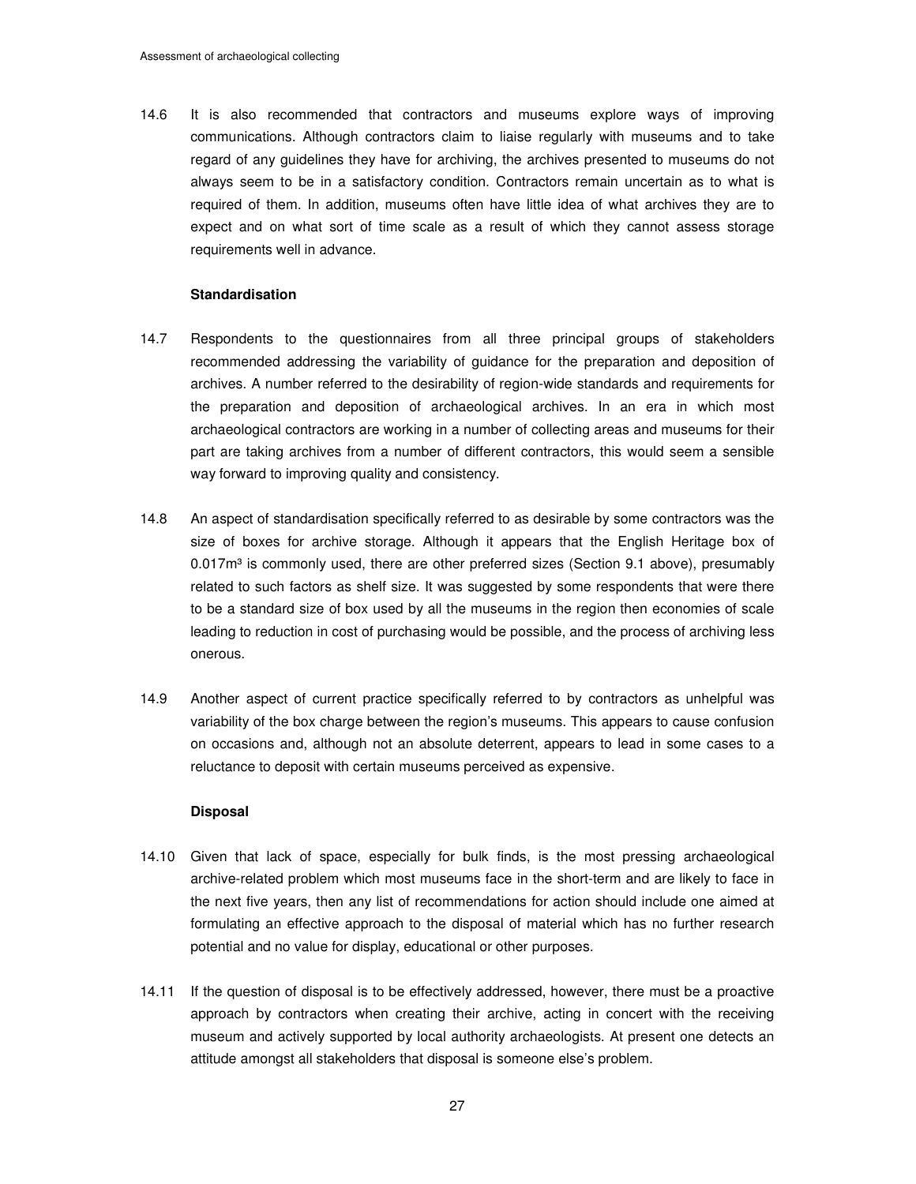14.6 It is also recommended that contractors and museums explore ways of improving communications. Although contractors claim to liaise regularly with museums and to take regard of any guidelines they have for archiving, the archives presented to museums do not always seem to be in a satisfactory condition. Contractors remain uncertain as to what is required of them. In addition, museums often have little idea of what archives they are to expect and on what sort of time scale as a result of which they cannot assess storage requirements well in advance.

**Standardisation**

14.7 Respondents to the questionnaires from all three principal groups of stakeholders recommended addressing the variability of guidance for the preparation and deposition of archives. A number referred to the desirability of region-wide standards and requirements for the preparation and deposition of archaeological archives. In an era in which most archaeological contractors are working in a number of collecting areas and museums for their part are taking archives from a number of different contractors, this would seem a sensible way forward to improving quality and consistency.

14.8 An aspect of standardisation specifically referred to as desirable by some contractors was the size of boxes for archive storage. Although it appears that the English Heritage box of $0.017m^3$ is commonly used, there are other preferred sizes (Section 9.1 above), presumably related to such factors as shelf size. It was suggested by some respondents that were there to be a standard size of box used by all the museums in the region then economies of scale leading to reduction in cost of purchasing would be possible, and the process of archiving less onerous.

14.9 Another aspect of current practice specifically referred to by contractors as unhelpful was variability of the box charge between the region's museums. This appears to cause confusion on occasions and, although not an absolute deterrent, appears to lead in some cases to a reluctance to deposit with certain museums perceived as expensive.

**Disposal**

14.10 Given that lack of space, especially for bulk finds, is the most pressing archaeological archive-related problem which most museums face in the short-term and are likely to face in the next five years, then any list of recommendations for action should include one aimed at formulating an effective approach to the disposal of material which has no further research potential and no value for display, educational or other purposes.

14.11 If the question of disposal is to be effectively addressed, however, there must be a proactive approach by contractors when creating their archive, acting in concert with the receiving museum and actively supported by local authority archaeologists. At present one detects an attitude amongst all stakeholders that disposal is someone else's problem.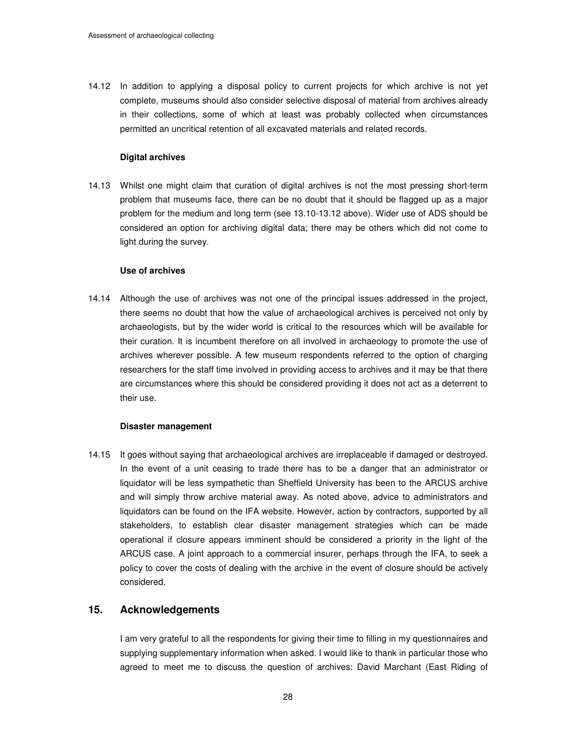14.12 In addition to applying a disposal policy to current projects for which archive is not yet complete, museums should also consider selective disposal of material from archives already in their collections, some of which at least was probably collected when circumstances permitted an uncritical retention of all excavated materials and related records.

**Digital archives**

14.13 Whilst one might claim that curation of digital archives is not the most pressing short-term problem that museums face, there can be no doubt that it should be flagged up as a major problem for the medium and long term (see 13.10-13.12 above). Wider use of ADS should be considered an option for archiving digital data; there may be others which did not come to light during the survey.

**Use of archives**

14.14 Although the use of archives was not one of the principal issues addressed in the project, there seems no doubt that how the value of archaeological archives is perceived not only by archaeologists, but by the wider world is critical to the resources which will be available for their curation. It is incumbent therefore on all involved in archaeology to promote the use of archives wherever possible. A few museum respondents referred to the option of charging researchers for the staff time involved in providing access to archives and it may be that there are circumstances where this should be considered providing it does not act as a deterrent to their use.

**Disaster management**

14.15 It goes without saying that archaeological archives are irreplaceable if damaged or destroyed. In the event of a unit ceasing to trade there has to be a danger that an administrator or liquidator will be less sympathetic than Sheffield University has been to the ARCUS archive and will simply throw archive material away. As noted above, advice to administrators and liquidators can be found on the IFA website. However, action by contractors, supported by all stakeholders, to establish clear disaster management strategies which can be made operational if closure appears imminent should be considered a priority in the light of the ARCUS case. A joint approach to a commercial insurer, perhaps through the IFA, to seek a policy to cover the costs of dealing with the archive in the event of closure should be actively considered.

## 15. Acknowledgements

I am very grateful to all the respondents for giving their time to filling in my questionnaires and supplying supplementary information when asked. I would like to thank in particular those who agreed to meet me to discuss the question of archives: David Marchant (East Riding of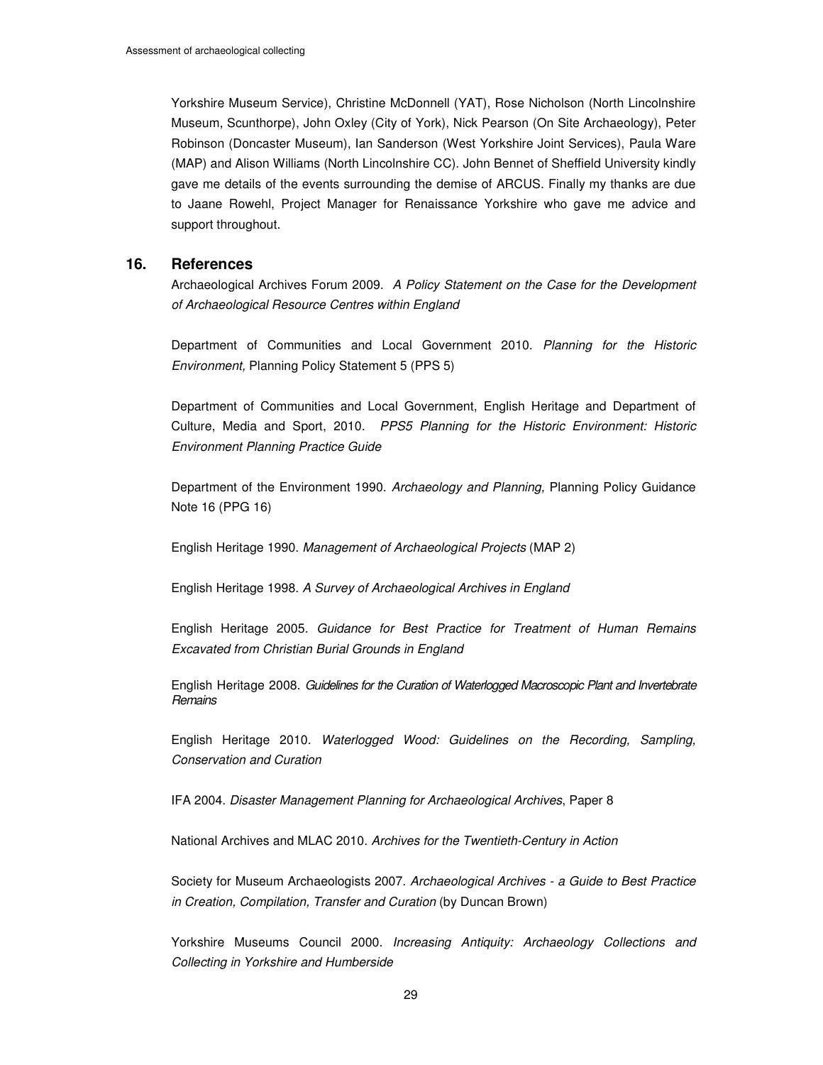Yorkshire Museum Service), Christine McDonnell (YAT), Rose Nicholson (North Lincolnshire Museum, Scunthorpe), John Oxley (City of York), Nick Pearson (On Site Archaeology), Peter Robinson (Doncaster Museum), Ian Sanderson (West Yorkshire Joint Services), Paula Ware (MAP) and Alison Williams (North Lincolnshire CC). John Bennet of Sheffield University kindly gave me details of the events surrounding the demise of ARCUS. Finally my thanks are due to Jaane Rowehl, Project Manager for Renaissance Yorkshire who gave me advice and support throughout.

## 16. References

Archaeological Archives Forum 2009. *A Policy Statement on the Case for the Development of Archaeological Resource Centres within England*

Department of Communities and Local Government 2010. *Planning for the Historic Environment,* Planning Policy Statement 5 (PPS 5)

Department of Communities and Local Government, English Heritage and Department of Culture, Media and Sport, 2010. *PPS5 Planning for the Historic Environment: Historic Environment Planning Practice Guide*

Department of the Environment 1990. *Archaeology and Planning,* Planning Policy Guidance Note 16 (PPG 16)

English Heritage 1990. *Management of Archaeological Projects* (MAP 2)

English Heritage 1998. *A Survey of Archaeological Archives in England*

English Heritage 2005. *Guidance for Best Practice for Treatment of Human Remains Excavated from Christian Burial Grounds in England*

English Heritage 2008. *Guidelines for the Curation of Waterlogged Macroscopic Plant and Invertebrate Remains*

English Heritage 2010. *Waterlogged Wood: Guidelines on the Recording, Sampling, Conservation and Curation*

IFA 2004. *Disaster Management Planning for Archaeological Archives*, Paper 8

National Archives and MLAC 2010. *Archives for the Twentieth-Century in Action*

Society for Museum Archaeologists 2007. *Archaeological Archives - a Guide to Best Practice in Creation, Compilation, Transfer and Curation* (by Duncan Brown)

Yorkshire Museums Council 2000. *Increasing Antiquity: Archaeology Collections and Collecting in Yorkshire and Humberside*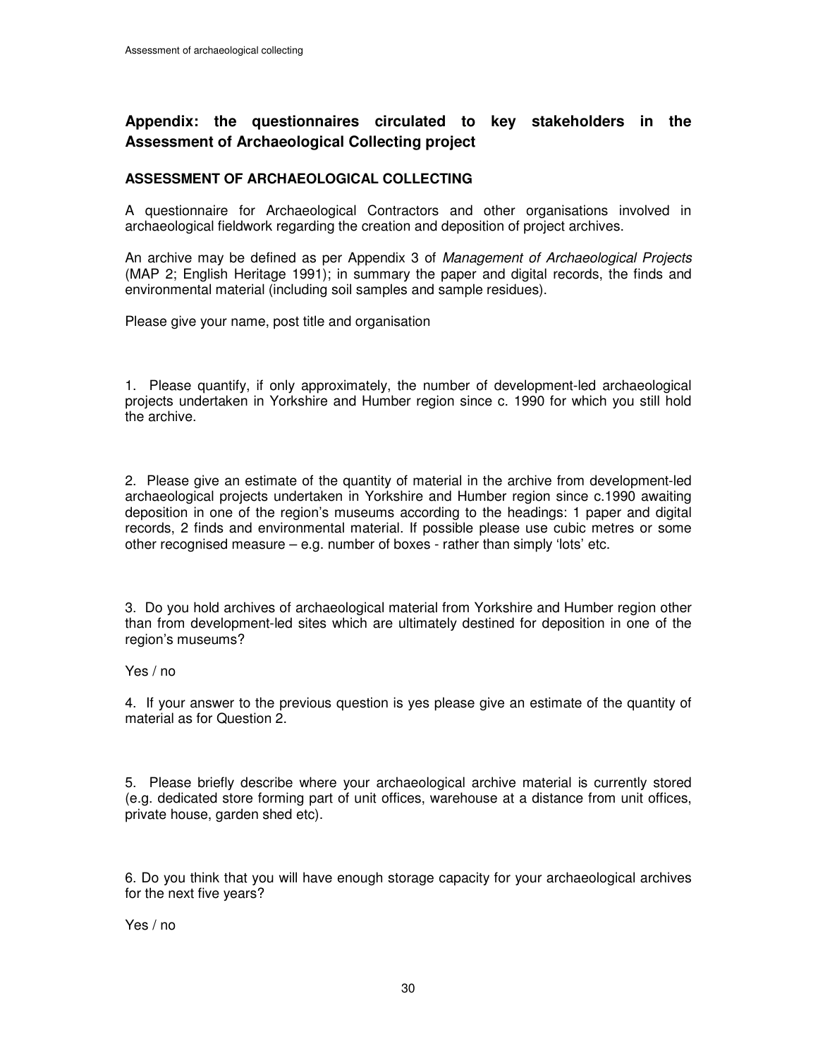## Appendix: the questionnaires circulated to key stakeholders in the Assessment of Archaeological Collecting project

### ASSESSMENT OF ARCHAEOLOGICAL COLLECTING

A questionnaire for Archaeological Contractors and other organisations involved in archaeological fieldwork regarding the creation and deposition of project archives.

An archive may be defined as per Appendix 3 of *Management of Archaeological Projects* (MAP 2; English Heritage 1991); in summary the paper and digital records, the finds and environmental material (including soil samples and sample residues).

Please give your name, post title and organisation

1. Please quantify, if only approximately, the number of development-led archaeological projects undertaken in Yorkshire and Humber region since c. 1990 for which you still hold the archive.

2. Please give an estimate of the quantity of material in the archive from development-led archaeological projects undertaken in Yorkshire and Humber region since c.1990 awaiting deposition in one of the region's museums according to the headings: 1 paper and digital records, 2 finds and environmental material. If possible please use cubic metres or some other recognised measure – e.g. number of boxes - rather than simply 'lots' etc.

3. Do you hold archives of archaeological material from Yorkshire and Humber region other than from development-led sites which are ultimately destined for deposition in one of the region's museums?

Yes / no

4. If your answer to the previous question is yes please give an estimate of the quantity of material as for Question 2.

5. Please briefly describe where your archaeological archive material is currently stored (e.g. dedicated store forming part of unit offices, warehouse at a distance from unit offices, private house, garden shed etc).

6. Do you think that you will have enough storage capacity for your archaeological archives for the next five years?

Yes / no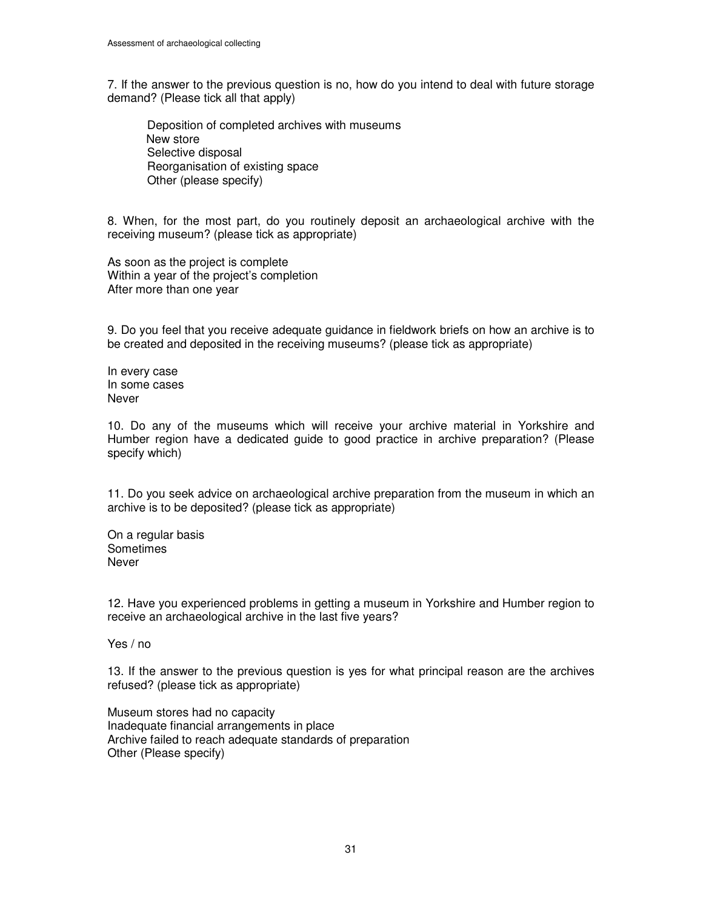7. If the answer to the previous question is no, how do you intend to deal with future storage demand? (Please tick all that apply)

Deposition of completed archives with museums
New store
Selective disposal
Reorganisation of existing space
Other (please specify)

8. When, for the most part, do you routinely deposit an archaeological archive with the receiving museum? (please tick as appropriate)

As soon as the project is complete
Within a year of the project's completion
After more than one year

9. Do you feel that you receive adequate guidance in fieldwork briefs on how an archive is to be created and deposited in the receiving museums? (please tick as appropriate)

In every case
In some cases
Never

10. Do any of the museums which will receive your archive material in Yorkshire and Humber region have a dedicated guide to good practice in archive preparation? (Please specify which)

11. Do you seek advice on archaeological archive preparation from the museum in which an archive is to be deposited? (please tick as appropriate)

On a regular basis
Sometimes
Never

12. Have you experienced problems in getting a museum in Yorkshire and Humber region to receive an archaeological archive in the last five years?

Yes / no

13. If the answer to the previous question is yes for what principal reason are the archives refused? (please tick as appropriate)

Museum stores had no capacity
Inadequate financial arrangements in place
Archive failed to reach adequate standards of preparation
Other (Please specify)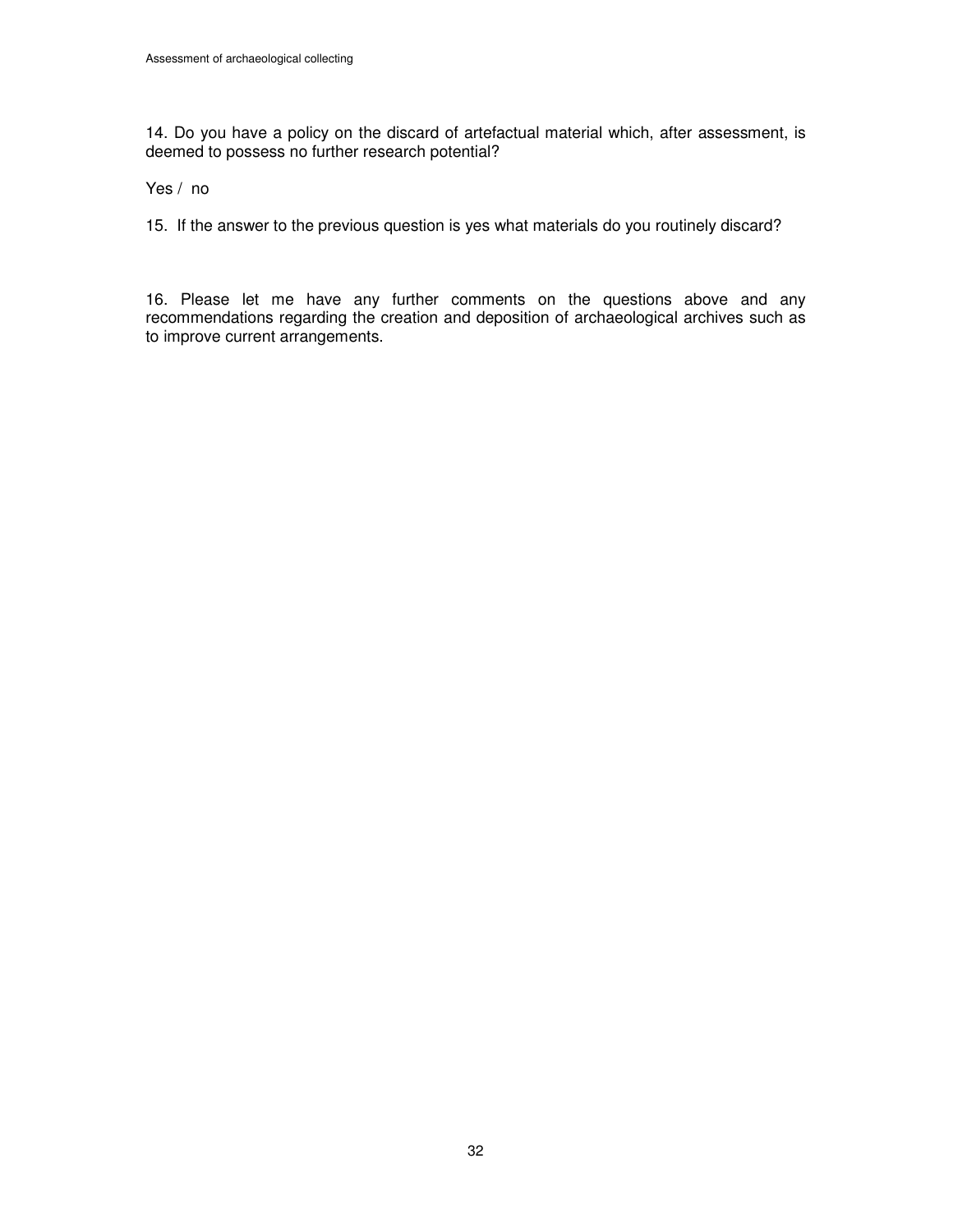14. Do you have a policy on the discard of artefactual material which, after assessment, is deemed to possess no further research potential?

Yes / no

15. If the answer to the previous question is yes what materials do you routinely discard?

16. Please let me have any further comments on the questions above and any recommendations regarding the creation and deposition of archaeological archives such as to improve current arrangements.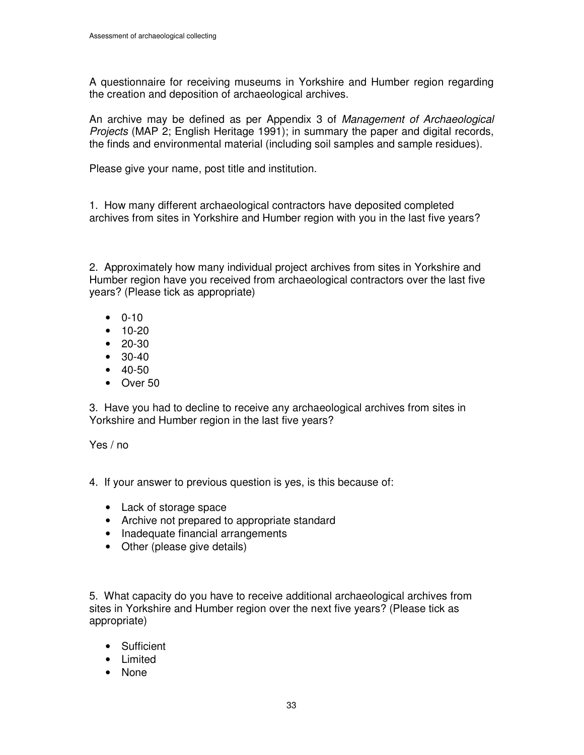A questionnaire for receiving museums in Yorkshire and Humber region regarding the creation and deposition of archaeological archives.

An archive may be defined as per Appendix 3 of *Management of Archaeological Projects* (MAP 2; English Heritage 1991); in summary the paper and digital records, the finds and environmental material (including soil samples and sample residues).

Please give your name, post title and institution.

1. How many different archaeological contractors have deposited completed archives from sites in Yorkshire and Humber region with you in the last five years?

2. Approximately how many individual project archives from sites in Yorkshire and Humber region have you received from archaeological contractors over the last five years? (Please tick as appropriate)

- 0-10
- 10-20
- 20-30
- 30-40
- 40-50
- Over 50

3. Have you had to decline to receive any archaeological archives from sites in Yorkshire and Humber region in the last five years?

Yes / no

4. If your answer to previous question is yes, is this because of:

- Lack of storage space
- Archive not prepared to appropriate standard
- Inadequate financial arrangements
- Other (please give details)

5. What capacity do you have to receive additional archaeological archives from sites in Yorkshire and Humber region over the next five years? (Please tick as appropriate)

- Sufficient
- Limited
- None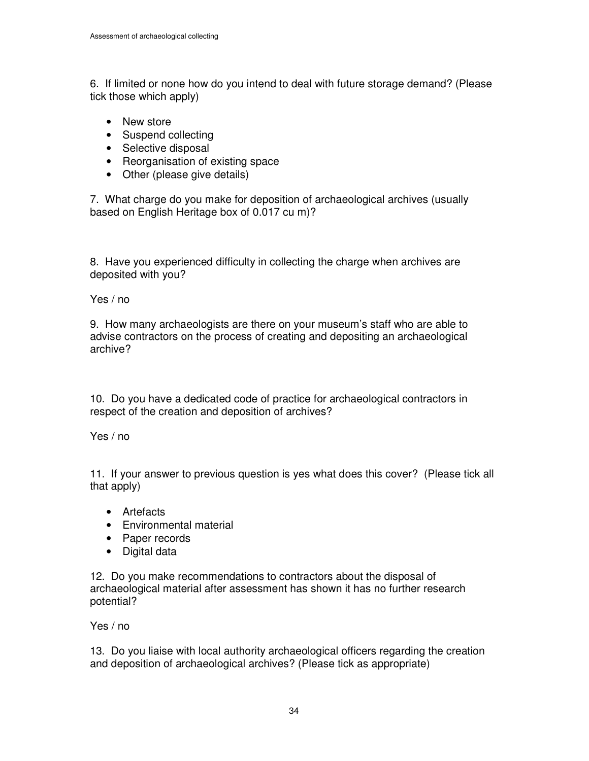6. If limited or none how do you intend to deal with future storage demand? (Please tick those which apply)

- New store
- Suspend collecting
- Selective disposal
- Reorganisation of existing space
- Other (please give details)

7. What charge do you make for deposition of archaeological archives (usually based on English Heritage box of 0.017 cu m)?

8. Have you experienced difficulty in collecting the charge when archives are deposited with you?

Yes / no

9. How many archaeologists are there on your museum's staff who are able to advise contractors on the process of creating and depositing an archaeological archive?

10. Do you have a dedicated code of practice for archaeological contractors in respect of the creation and deposition of archives?

Yes / no

11. If your answer to previous question is yes what does this cover? (Please tick all that apply)

- Artefacts
- Environmental material
- Paper records
- Digital data

12. Do you make recommendations to contractors about the disposal of archaeological material after assessment has shown it has no further research potential?

Yes / no

13. Do you liaise with local authority archaeological officers regarding the creation and deposition of archaeological archives? (Please tick as appropriate)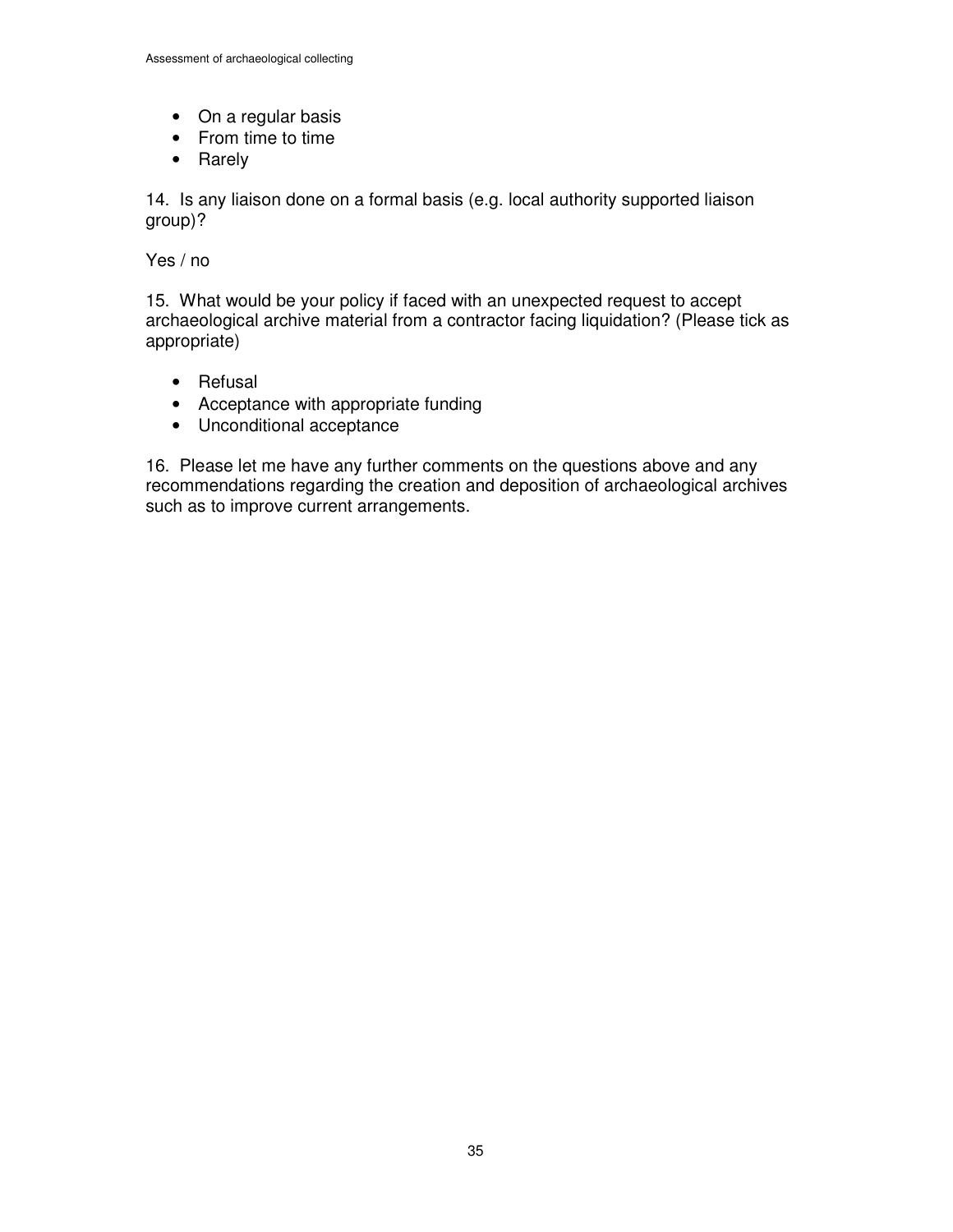- On a regular basis
- From time to time
- Rarely

14. Is any liaison done on a formal basis (e.g. local authority supported liaison group)?

Yes / no

15. What would be your policy if faced with an unexpected request to accept archaeological archive material from a contractor facing liquidation? (Please tick as appropriate)

- Refusal
- Acceptance with appropriate funding
- Unconditional acceptance

16. Please let me have any further comments on the questions above and any recommendations regarding the creation and deposition of archaeological archives such as to improve current arrangements.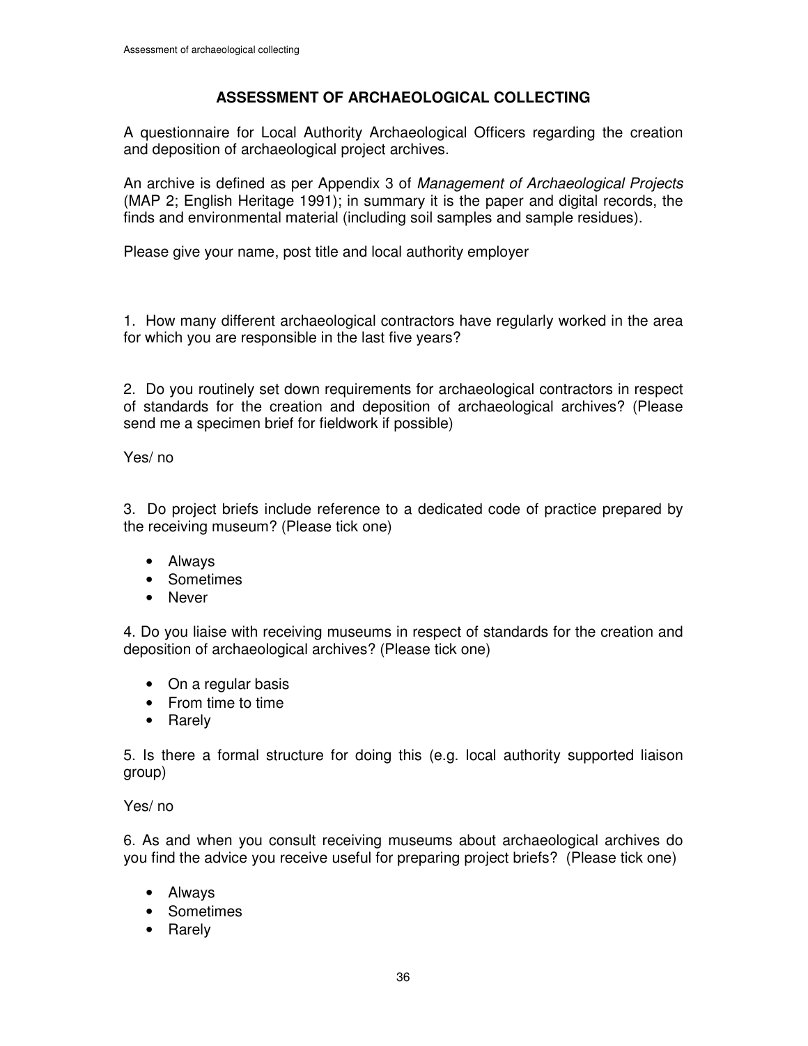# ASSESSMENT OF ARCHAEOLOGICAL COLLECTING

A questionnaire for Local Authority Archaeological Officers regarding the creation and deposition of archaeological project archives.

An archive is defined as per Appendix 3 of *Management of Archaeological Projects* (MAP 2; English Heritage 1991); in summary it is the paper and digital records, the finds and environmental material (including soil samples and sample residues).

Please give your name, post title and local authority employer

1. How many different archaeological contractors have regularly worked in the area for which you are responsible in the last five years?

2. Do you routinely set down requirements for archaeological contractors in respect of standards for the creation and deposition of archaeological archives? (Please send me a specimen brief for fieldwork if possible)

Yes/ no

3. Do project briefs include reference to a dedicated code of practice prepared by the receiving museum? (Please tick one)

- Always
- Sometimes
- Never

4. Do you liaise with receiving museums in respect of standards for the creation and deposition of archaeological archives? (Please tick one)

- On a regular basis
- From time to time
- Rarely

5. Is there a formal structure for doing this (e.g. local authority supported liaison group)

Yes/ no

6. As and when you consult receiving museums about archaeological archives do you find the advice you receive useful for preparing project briefs? (Please tick one)

- Always
- Sometimes
- Rarely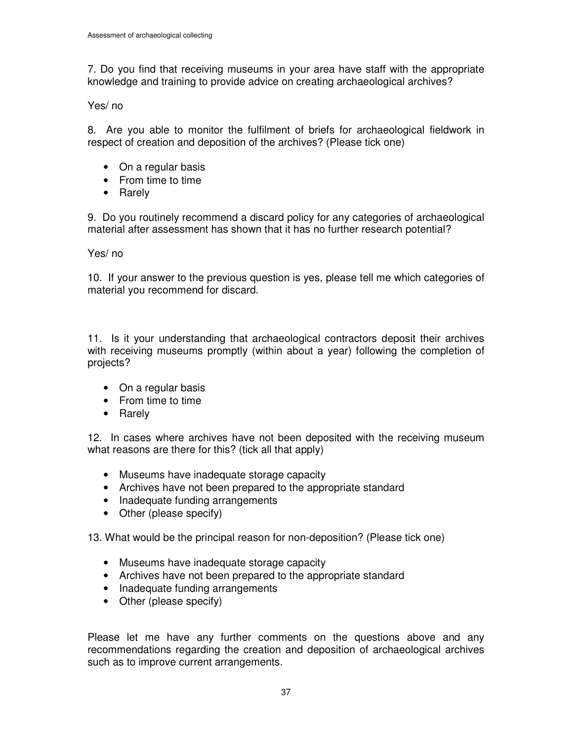7. Do you find that receiving museums in your area have staff with the appropriate knowledge and training to provide advice on creating archaeological archives?

Yes/ no

8. Are you able to monitor the fulfilment of briefs for archaeological fieldwork in respect of creation and deposition of the archives? (Please tick one)

- On a regular basis
- From time to time
- Rarely

9. Do you routinely recommend a discard policy for any categories of archaeological material after assessment has shown that it has no further research potential?

Yes/ no

10. If your answer to the previous question is yes, please tell me which categories of material you recommend for discard.

11. Is it your understanding that archaeological contractors deposit their archives with receiving museums promptly (within about a year) following the completion of projects?

- On a regular basis
- From time to time
- Rarely

12. In cases where archives have not been deposited with the receiving museum what reasons are there for this? (tick all that apply)

- Museums have inadequate storage capacity
- Archives have not been prepared to the appropriate standard
- Inadequate funding arrangements
- Other (please specify)

13. What would be the principal reason for non-deposition? (Please tick one)

- Museums have inadequate storage capacity
- Archives have not been prepared to the appropriate standard
- Inadequate funding arrangements
- Other (please specify)

Please let me have any further comments on the questions above and any recommendations regarding the creation and deposition of archaeological archives such as to improve current arrangements.